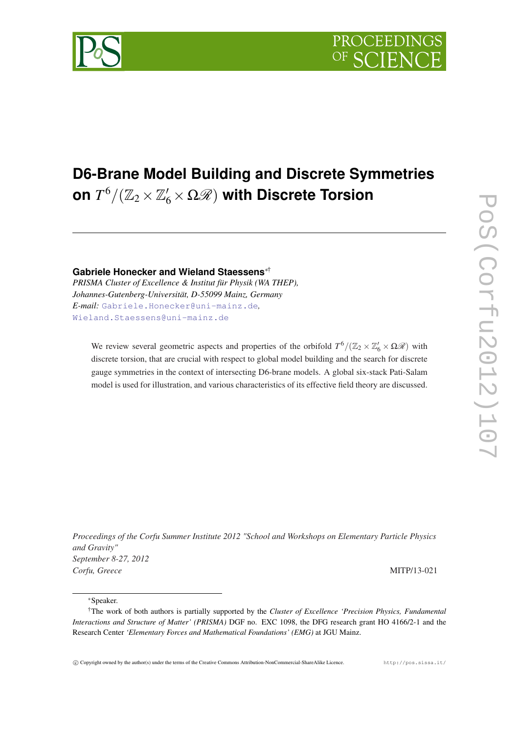# D6-Brane Model Building and Discrete Symmetries on $T^6/(\mathbb{Z}_2 \times \mathbb{Z}_6' \times \Omega\mathscr{R})$ with Discrete Torsion

**Gabriele Honecker and Wieland Staessens**[∗†]

*PRISMA Cluster of Excellence & Institut für Physik (WA THEP),*
*Johannes-Gutenberg-Universität, D-55099 Mainz, Germany*
*E-mail:* Gabriele.Honecker@uni-mainz.de, Wieland.Staessens@uni-mainz.de

We review several geometric aspects and properties of the orbifold $T^6/(\mathbb{Z}_2 \times \mathbb{Z}_6' \times \Omega\mathscr{R})$ with discrete torsion, that are crucial with respect to global model building and the search for discrete gauge symmetries in the context of intersecting D6-brane models. A global six-stack Pati-Salam model is used for illustration, and various characteristics of its effective field theory are discussed.

*Proceedings of the Corfu Summer Institute 2012 "School and Workshops on Elementary Particle Physics and Gravity"*
*September 8-27, 2012*
*Corfu, Greece*

MITP/13-021

---

[∗]Speaker.

[†]The work of both authors is partially supported by the *Cluster of Excellence 'Precision Physics, Fundamental Interactions and Structure of Matter' (PRISMA)* DGF no. EXC 1098, the DFG research grant HO 4166/2-1 and the Research Center *'Elementary Forces and Mathematical Foundations' (EMG)* at JGU Mainz.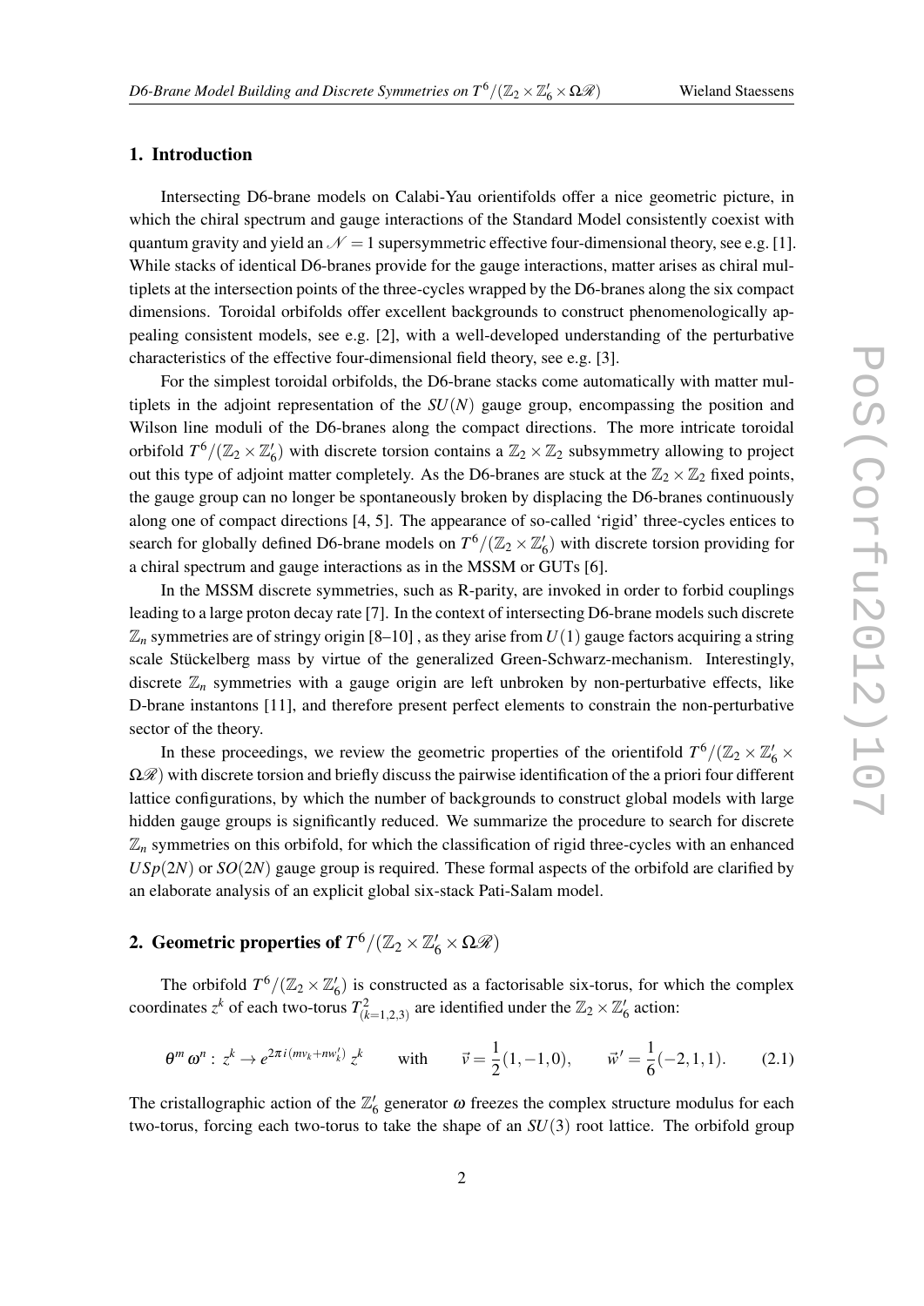## 1. Introduction

Intersecting D6-brane models on Calabi-Yau orientifolds offer a nice geometric picture, in which the chiral spectrum and gauge interactions of the Standard Model consistently coexist with quantum gravity and yield an $\mathcal{N}=1$ supersymmetric effective four-dimensional theory, see e.g. [1]. While stacks of identical D6-branes provide for the gauge interactions, matter arises as chiral multiplets at the intersection points of the three-cycles wrapped by the D6-branes along the six compact dimensions. Toroidal orbifolds offer excellent backgrounds to construct phenomenologically appealing consistent models, see e.g. [2], with a well-developed understanding of the perturbative characteristics of the effective four-dimensional field theory, see e.g. [3].

For the simplest toroidal orbifolds, the D6-brane stacks come automatically with matter multiplets in the adjoint representation of the $SU(N)$ gauge group, encompassing the position and Wilson line moduli of the D6-branes along the compact directions. The more intricate toroidal orbifold $T^6/(\mathbb{Z}_2 \times \mathbb{Z}_6')$ with discrete torsion contains a $\mathbb{Z}_2 \times \mathbb{Z}_2$ subsymmetry allowing to project out this type of adjoint matter completely. As the D6-branes are stuck at the $\mathbb{Z}_2 \times \mathbb{Z}_2$ fixed points, the gauge group can no longer be spontaneously broken by displacing the D6-branes continuously along one of compact directions [4, 5]. The appearance of so-called 'rigid' three-cycles entices to search for globally defined D6-brane models on $T^6/(\mathbb{Z}_2 \times \mathbb{Z}_6')$ with discrete torsion providing for a chiral spectrum and gauge interactions as in the MSSM or GUTs [6].

In the MSSM discrete symmetries, such as R-parity, are invoked in order to forbid couplings leading to a large proton decay rate [7]. In the context of intersecting D6-brane models such discrete $\mathbb{Z}_n$ symmetries are of stringy origin [8–10] , as they arise from $U(1)$ gauge factors acquiring a string scale Stückelberg mass by virtue of the generalized Green-Schwarz-mechanism. Interestingly, discrete $\mathbb{Z}_n$ symmetries with a gauge origin are left unbroken by non-perturbative effects, like D-brane instantons [11], and therefore present perfect elements to constrain the non-perturbative sector of the theory.

In these proceedings, we review the geometric properties of the orientifold $T^6/(\mathbb{Z}_2 \times \mathbb{Z}_6' \times \Omega\mathscr{R})$ with discrete torsion and briefly discuss the pairwise identification of the a priori four different lattice configurations, by which the number of backgrounds to construct global models with large hidden gauge groups is significantly reduced. We summarize the procedure to search for discrete $\mathbb{Z}_n$ symmetries on this orbifold, for which the classification of rigid three-cycles with an enhanced $USp(2N)$ or $SO(2N)$ gauge group is required. These formal aspects of the orbifold are clarified by an elaborate analysis of an explicit global six-stack Pati-Salam model.

## 2. Geometric properties of $T^6/(\mathbb{Z}_2 \times \mathbb{Z}_6' \times \Omega\mathscr{R})$

The orbifold $T^6/(\mathbb{Z}_2 \times \mathbb{Z}_6')$ is constructed as a factorisable six-torus, for which the complex coordinates $z^k$ of each two-torus $T^2_{(k=1,2,3)}$ are identified under the $\mathbb{Z}_2 \times \mathbb{Z}_6'$ action:

$$\theta^m \omega^n : \, z^k \to e^{2\pi i (m v_k + n w_k')} \, z^k \qquad \text{with} \qquad \vec{v} = \frac{1}{2}(1,-1,0), \qquad \vec{w}' = \frac{1}{6}(-2,1,1). \tag{2.1}$$

The cristallographic action of the $\mathbb{Z}_6'$ generator $\omega$ freezes the complex structure modulus for each two-torus, forcing each two-torus to take the shape of an $SU(3)$ root lattice. The orbifold group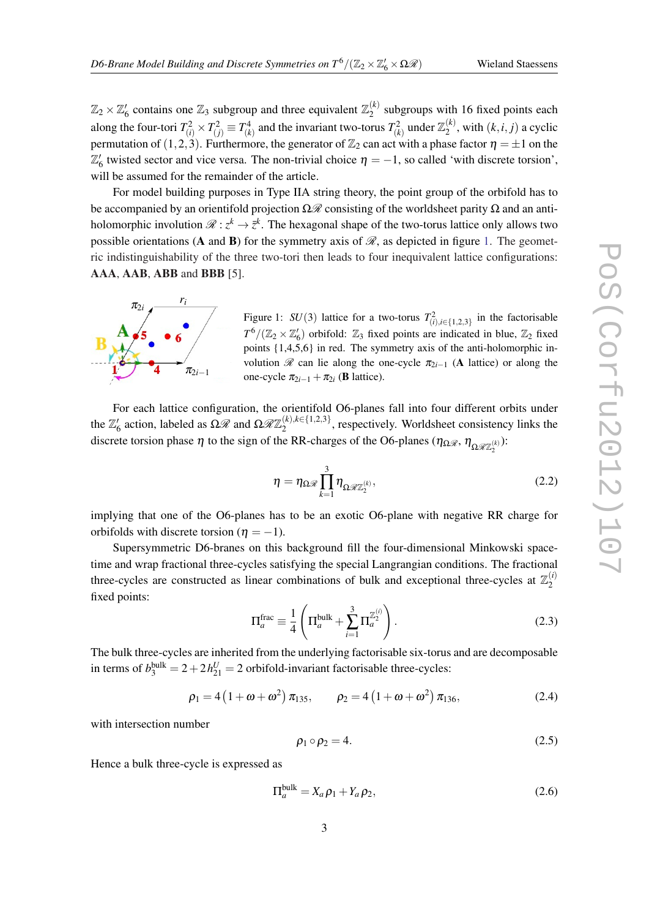$\mathbb{Z}_2 \times \mathbb{Z}_6'$ contains one $\mathbb{Z}_3$ subgroup and three equivalent $\mathbb{Z}_2^{(k)}$ subgroups with 16 fixed points each along the four-tori $T^2_{(i)} \times T^2_{(j)} \equiv T^4_{(k)}$ and the invariant two-torus $T^2_{(k)}$ under $\mathbb{Z}_2^{(k)}$, with $(k,i,j)$ a cyclic permutation of $(1,2,3)$. Furthermore, the generator of $\mathbb{Z}_2$ can act with a phase factor $\eta = \pm 1$ on the $\mathbb{Z}_6'$ twisted sector and vice versa. The non-trivial choice $\eta = -1$, so called 'with discrete torsion', will be assumed for the remainder of the article.

For model building purposes in Type IIA string theory, the point group of the orbifold has to be accompanied by an orientifold projection $\Omega\mathscr{R}$ consisting of the worldsheet parity $\Omega$ and an anti-holomorphic involution $\mathscr{R} : z^k \to \bar{z}^k$. The hexagonal shape of the two-torus lattice only allows two possible orientations (**A** and **B**) for the symmetry axis of $\mathscr{R}$, as depicted in figure 1. The geometric indistinguishability of the three two-tori then leads to four inequivalent lattice configurations: **AAA**, **AAB**, **ABB** and **BBB** [5].

Figure 1: $SU(3)$ lattice for a two-torus $T^2_{(i), i\in\{1,2,3\}}$ in the factorisable $T^6/(\mathbb{Z}_2 \times \mathbb{Z}_6')$ orbifold: $\mathbb{Z}_3$ fixed points are indicated in blue, $\mathbb{Z}_2$ fixed points $\{1,4,5,6\}$ in red. The symmetry axis of the anti-holomorphic involution $\mathscr{R}$ can lie along the one-cycle $\pi_{2i-1}$ (**A** lattice) or along the one-cycle $\pi_{2i-1} + \pi_{2i}$ (**B** lattice).

For each lattice configuration, the orientifold O6-planes fall into four different orbits under the $\mathbb{Z}_6'$ action, labeled as $\Omega\mathscr{R}$ and $\Omega\mathscr{R}\mathbb{Z}_2^{(k), k\in\{1,2,3\}}$, respectively. Worldsheet consistency links the discrete torsion phase $\eta$ to the sign of the RR-charges of the O6-planes ($\eta_{\Omega\mathscr{R}}$, $\eta_{\Omega\mathscr{R}\mathbb{Z}_2^{(k)}}$):

$$\eta = \eta_{\Omega\mathscr{R}} \prod_{k=1}^{3} \eta_{\Omega\mathscr{R}\mathbb{Z}_2^{(k)}}, \tag{2.2}$$

implying that one of the O6-planes has to be an exotic O6-plane with negative RR charge for orbifolds with discrete torsion ($\eta = -1$).

Supersymmetric D6-branes on this background fill the four-dimensional Minkowski spacetime and wrap fractional three-cycles satisfying the special Langrangian conditions. The fractional three-cycles are constructed as linear combinations of bulk and exceptional three-cycles at $\mathbb{Z}_2^{(i)}$ fixed points:

$$\Pi_a^{\text{frac}} \equiv \frac{1}{4}\left(\Pi_a^{\text{bulk}} + \sum_{i=1}^{3} \Pi_a^{\mathbb{Z}_2^{(i)}}\right). \tag{2.3}$$

The bulk three-cycles are inherited from the underlying factorisable six-torus and are decomposable in terms of $b_3^{\text{bulk}} = 2 + 2h_{21}^U = 2$ orbifold-invariant factorisable three-cycles:

$$\rho_1 = 4\left(1 + \omega + \omega^2\right)\pi_{135}, \qquad \rho_2 = 4\left(1 + \omega + \omega^2\right)\pi_{136}, \tag{2.4}$$

with intersection number

$$\rho_1 \circ \rho_2 = 4. \tag{2.5}$$

Hence a bulk three-cycle is expressed as

$$\Pi_a^{\text{bulk}} = X_a \rho_1 + Y_a \rho_2, \tag{2.6}$$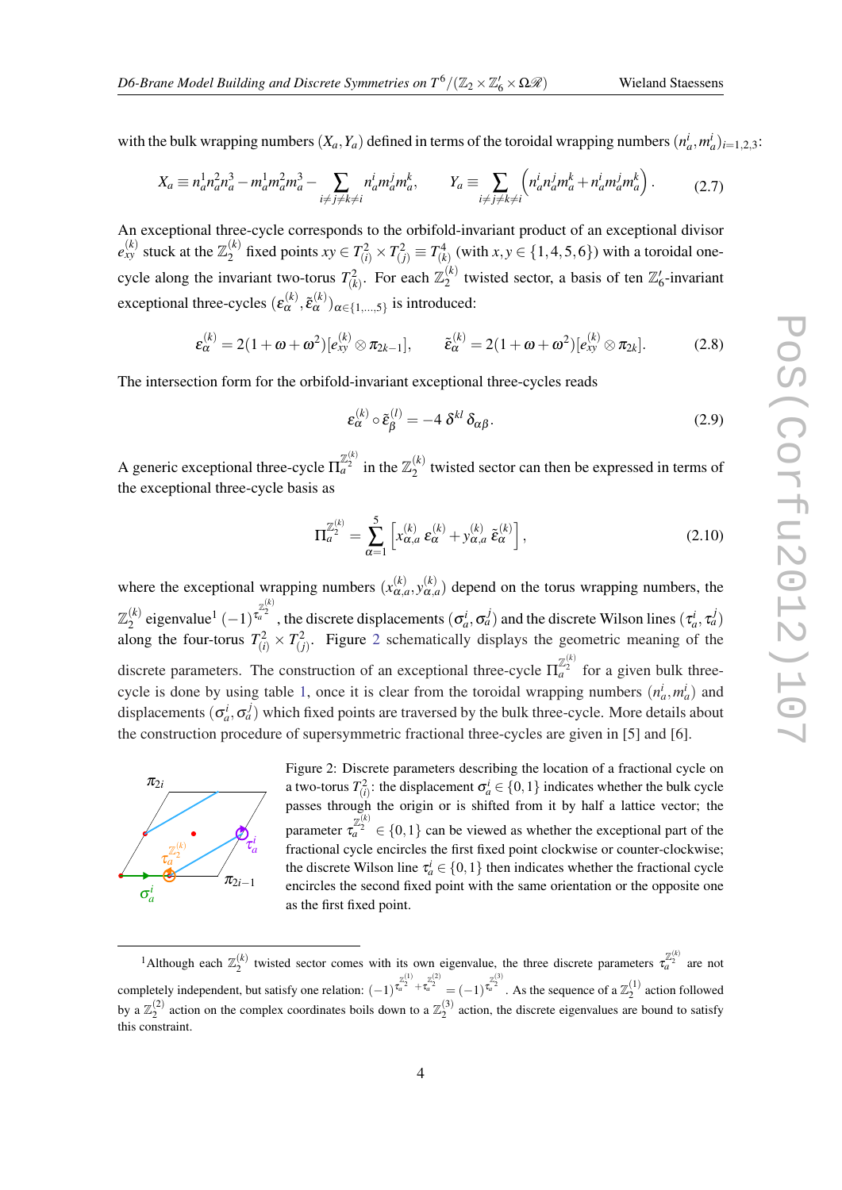with the bulk wrapping numbers $(X_a, Y_a)$ defined in terms of the toroidal wrapping numbers $(n_a^i, m_a^i)_{i=1,2,3}$:

$$X_a \equiv n_a^1 n_a^2 n_a^3 - m_a^1 m_a^2 m_a^3 - \sum_{i \neq j \neq k \neq i} n_a^i m_a^j m_a^k, \qquad Y_a \equiv \sum_{i \neq j \neq k \neq i} \left( n_a^i n_a^j m_a^k + n_a^i m_a^j m_a^k \right). \tag{2.7}$$

An exceptional three-cycle corresponds to the orbifold-invariant product of an exceptional divisor $e_{xy}^{(k)}$ stuck at the $\mathbb{Z}_2^{(k)}$ fixed points $xy \in T_{(i)}^2 \times T_{(j)}^2 \equiv T_{(k)}^4$ (with $x, y \in \{1,4,5,6\}$) with a toroidal one-cycle along the invariant two-torus $T_{(k)}^2$. For each $\mathbb{Z}_2^{(k)}$ twisted sector, a basis of ten $\mathbb{Z}_6'$-invariant exceptional three-cycles $(\varepsilon_\alpha^{(k)}, \tilde{\varepsilon}_\alpha^{(k)})_{\alpha \in \{1,\ldots,5\}}$ is introduced:

$$\varepsilon_\alpha^{(k)} = 2(1+\omega+\omega^2)[e_{xy}^{(k)} \otimes \pi_{2k-1}], \qquad \tilde{\varepsilon}_\alpha^{(k)} = 2(1+\omega+\omega^2)[e_{xy}^{(k)} \otimes \pi_{2k}]. \tag{2.8}$$

The intersection form for the orbifold-invariant exceptional three-cycles reads

$$\varepsilon_\alpha^{(k)} \circ \tilde{\varepsilon}_\beta^{(l)} = -4\, \delta^{kl}\, \delta_{\alpha\beta}. \tag{2.9}$$

A generic exceptional three-cycle $\Pi_a^{\mathbb{Z}_2^{(k)}}$ in the $\mathbb{Z}_2^{(k)}$ twisted sector can then be expressed in terms of the exceptional three-cycle basis as

$$\Pi_a^{\mathbb{Z}_2^{(k)}} = \sum_{\alpha=1}^{5} \left[ x_{\alpha,a}^{(k)}\, \varepsilon_\alpha^{(k)} + y_{\alpha,a}^{(k)}\, \tilde{\varepsilon}_\alpha^{(k)} \right], \tag{2.10}$$

where the exceptional wrapping numbers $(x_{\alpha,a}^{(k)}, y_{\alpha,a}^{(k)})$ depend on the torus wrapping numbers, the $\mathbb{Z}_2^{(k)}$ eigenvalue[1] $(-1)^{\tau_a^{\mathbb{Z}_2^{(k)}}}$, the discrete displacements $(\sigma_a^i, \sigma_a^j)$ and the discrete Wilson lines $(\tau_a^i, \tau_a^j)$ along the four-torus $T_{(i)}^2 \times T_{(j)}^2$. Figure 2 schematically displays the geometric meaning of the discrete parameters. The construction of an exceptional three-cycle $\Pi_a^{\mathbb{Z}_2^{(k)}}$ for a given bulk three-cycle is done by using table 1, once it is clear from the toroidal wrapping numbers $(n_a^i, m_a^i)$ and displacements $(\sigma_a^i, \sigma_a^j)$ which fixed points are traversed by the bulk three-cycle. More details about the construction procedure of supersymmetric fractional three-cycles are given in [5] and [6].

Figure 2: Discrete parameters describing the location of a fractional cycle on a two-torus $T_{(i)}^2$: the displacement $\sigma_a^i \in \{0,1\}$ indicates whether the bulk cycle passes through the origin or is shifted from it by half a lattice vector; the parameter $\tau_a^{\mathbb{Z}_2^{(k)}} \in \{0,1\}$ can be viewed as whether the exceptional part of the fractional cycle encircles the first fixed point clockwise or counter-clockwise; the discrete Wilson line $\tau_a^i \in \{0,1\}$ then indicates whether the fractional cycle encircles the second fixed point with the same orientation or the opposite one as the first fixed point.

[1] Although each $\mathbb{Z}_2^{(k)}$ twisted sector comes with its own eigenvalue, the three discrete parameters $\tau_a^{\mathbb{Z}_2^{(k)}}$ are not completely independent, but satisfy one relation: $(-1)^{\tau_a^{\mathbb{Z}_2^{(1)}} + \tau_a^{\mathbb{Z}_2^{(2)}}} = (-1)^{\tau_a^{\mathbb{Z}_2^{(3)}}}$. As the sequence of a $\mathbb{Z}_2^{(1)}$ action followed by a $\mathbb{Z}_2^{(2)}$ action on the complex coordinates boils down to a $\mathbb{Z}_2^{(3)}$ action, the discrete eigenvalues are bound to satisfy this constraint.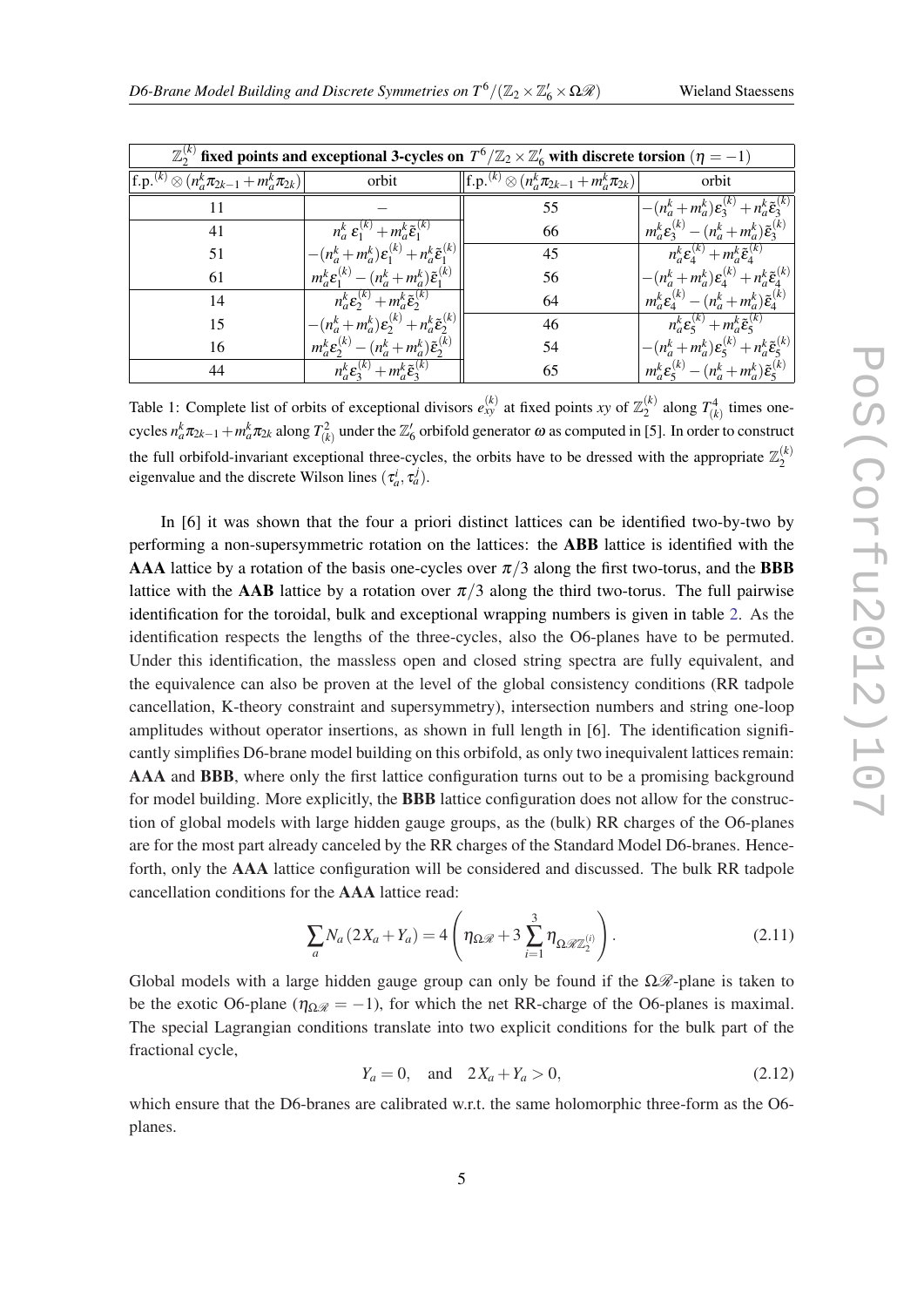| $\mathbb{Z}_2^{(k)}$ fixed points and exceptional 3-cycles on $T^6/\mathbb{Z}_2 \times \mathbb{Z}_6'$ with discrete torsion ($\eta = -1$) | | | |
|---|---|---|---|
| f.p.$^{(k)} \otimes (n_a^k \pi_{2k-1} + m_a^k \pi_{2k})$ | orbit | f.p.$^{(k)} \otimes (n_a^k \pi_{2k-1} + m_a^k \pi_{2k})$ | orbit |
| 11 | $-$ | 55 | $-(n_a^k + m_a^k)\varepsilon_3^{(k)} + n_a^k \tilde{\varepsilon}_3^{(k)}$ |
| 41 | $n_a^k\, \varepsilon_1^{(k)} + m_a^k \tilde{\varepsilon}_1^{(k)}$ | 66 | $m_a^k \varepsilon_3^{(k)} - (n_a^k + m_a^k)\tilde{\varepsilon}_3^{(k)}$ |
| 51 | $-(n_a^k + m_a^k)\varepsilon_1^{(k)} + n_a^k \tilde{\varepsilon}_1^{(k)}$ | 45 | $n_a^k \varepsilon_4^{(k)} + m_a^k \tilde{\varepsilon}_4^{(k)}$ |
| 61 | $m_a^k \varepsilon_1^{(k)} - (n_a^k + m_a^k)\tilde{\varepsilon}_1^{(k)}$ | 56 | $-(n_a^k + m_a^k)\varepsilon_4^{(k)} + n_a^k \tilde{\varepsilon}_4^{(k)}$ |
| 14 | $n_a^k \varepsilon_2^{(k)} + m_a^k \tilde{\varepsilon}_2^{(k)}$ | 64 | $m_a^k \varepsilon_4^{(k)} - (n_a^k + m_a^k)\tilde{\varepsilon}_4^{(k)}$ |
| 15 | $-(n_a^k + m_a^k)\varepsilon_2^{(k)} + n_a^k \tilde{\varepsilon}_2^{(k)}$ | 46 | $n_a^k \varepsilon_5^{(k)} + m_a^k \tilde{\varepsilon}_5^{(k)}$ |
| 16 | $m_a^k \varepsilon_2^{(k)} - (n_a^k + m_a^k)\tilde{\varepsilon}_2^{(k)}$ | 54 | $-(n_a^k + m_a^k)\varepsilon_5^{(k)} + n_a^k \tilde{\varepsilon}_5^{(k)}$ |
| 44 | $n_a^k \varepsilon_3^{(k)} + m_a^k \tilde{\varepsilon}_3^{(k)}$ | 65 | $m_a^k \varepsilon_5^{(k)} - (n_a^k + m_a^k)\tilde{\varepsilon}_5^{(k)}$ |

Table 1: Complete list of orbits of exceptional divisors $e_{xy}^{(k)}$ at fixed points $xy$ of $\mathbb{Z}_2^{(k)}$ along $T_{(k)}^4$ times one-cycles $n_a^k \pi_{2k-1} + m_a^k \pi_{2k}$ along $T_{(k)}^2$ under the $\mathbb{Z}_6'$ orbifold generator $\omega$ as computed in [5]. In order to construct the full orbifold-invariant exceptional three-cycles, the orbits have to be dressed with the appropriate $\mathbb{Z}_2^{(k)}$ eigenvalue and the discrete Wilson lines $(\tau_a^i, \tau_a^j)$.

In [6] it was shown that the four a priori distinct lattices can be identified two-by-two by performing a non-supersymmetric rotation on the lattices: the **ABB** lattice is identified with the **AAA** lattice by a rotation of the basis one-cycles over $\pi/3$ along the first two-torus, and the **BBB** lattice with the **AAB** lattice by a rotation over $\pi/3$ along the third two-torus. The full pairwise identification for the toroidal, bulk and exceptional wrapping numbers is given in table 2. As the identification respects the lengths of the three-cycles, also the O6-planes have to be permuted. Under this identification, the massless open and closed string spectra are fully equivalent, and the equivalence can also be proven at the level of the global consistency conditions (RR tadpole cancellation, K-theory constraint and supersymmetry), intersection numbers and string one-loop amplitudes without operator insertions, as shown in full length in [6]. The identification significantly simplifies D6-brane model building on this orbifold, as only two inequivalent lattices remain: **AAA** and **BBB**, where only the first lattice configuration turns out to be a promising background for model building. More explicitly, the **BBB** lattice configuration does not allow for the construction of global models with large hidden gauge groups, as the (bulk) RR charges of the O6-planes are for the most part already canceled by the RR charges of the Standard Model D6-branes. Henceforth, only the **AAA** lattice configuration will be considered and discussed. The bulk RR tadpole cancellation conditions for the **AAA** lattice read:

$$\sum_a N_a (2X_a + Y_a) = 4\left(\eta_{\Omega\mathcal{R}} + 3\sum_{i=1}^{3} \eta_{\Omega\mathcal{R}\mathbb{Z}_2^{(i)}}\right). \tag{2.11}$$

Global models with a large hidden gauge group can only be found if the $\Omega\mathcal{R}$-plane is taken to be the exotic O6-plane ($\eta_{\Omega\mathcal{R}} = -1$), for which the net RR-charge of the O6-planes is maximal. The special Lagrangian conditions translate into two explicit conditions for the bulk part of the fractional cycle,

$$Y_a = 0, \quad \text{and} \quad 2X_a + Y_a > 0, \tag{2.12}$$

which ensure that the D6-branes are calibrated w.r.t. the same holomorphic three-form as the O6-planes.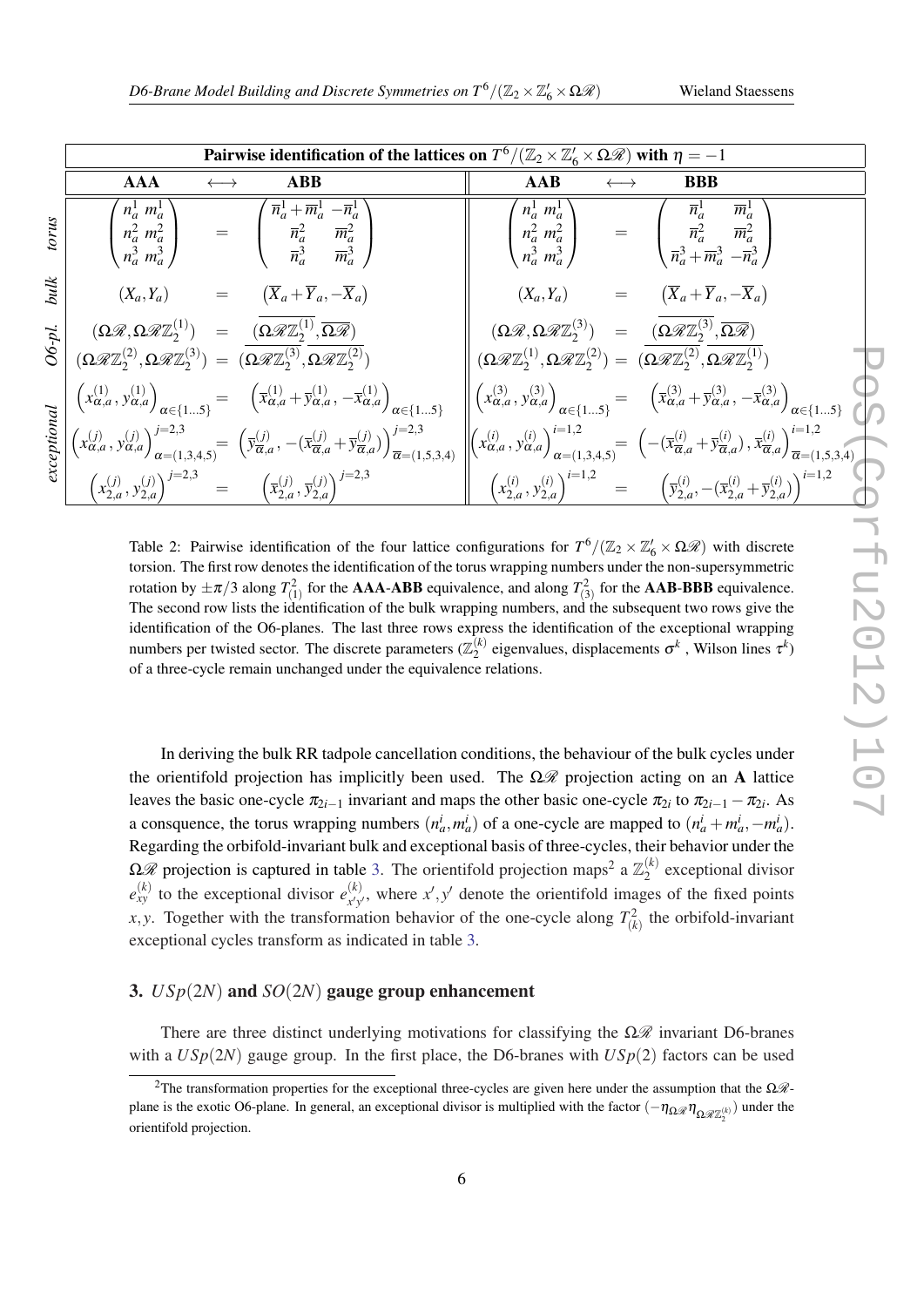| **Pairwise identification of the lattices on $T^6/(\mathbb{Z}_2 \times \mathbb{Z}_6' \times \Omega\mathcal{R})$ with $\eta = -1$** | | | | | | | |
|---|---|---|---|---|---|---|---|
| | **AAA** | $\longleftrightarrow$ | **ABB** | **AAB** | $\longleftrightarrow$ | **BBB** |
| *torus* | $\begin{pmatrix} n_a^1 & m_a^1 \\ n_a^2 & m_a^2 \\ n_a^3 & m_a^3 \end{pmatrix}$ | $=$ | $\begin{pmatrix} \overline{n}_a^1+\overline{m}_a^1 & -\overline{n}_a^1 \\ \overline{n}_a^2 & \overline{m}_a^2 \\ \overline{n}_a^3 & \overline{m}_a^3 \end{pmatrix}$ | $\begin{pmatrix} n_a^1 & m_a^1 \\ n_a^2 & m_a^2 \\ n_a^3 & m_a^3 \end{pmatrix}$ | $=$ | $\begin{pmatrix} \overline{n}_a^1 & \overline{m}_a^1 \\ \overline{n}_a^2 & \overline{m}_a^2 \\ \overline{n}_a^3+\overline{m}_a^3 & -\overline{n}_a^3 \end{pmatrix}$ |
| *bulk* | $(X_a, Y_a)$ | $=$ | $\left(\overline{X}_a+\overline{Y}_a, -\overline{X}_a\right)$ | $(X_a, Y_a)$ | $=$ | $\left(\overline{X}_a+\overline{Y}_a, -\overline{X}_a\right)$ |
| *O6-pl.* | $(\Omega\mathcal{R}, \Omega\mathcal{R}\mathbb{Z}_2^{(1)})$ | $=$ | $(\overline{\Omega\mathcal{R}\mathbb{Z}_2^{(1)}}, \overline{\Omega\mathcal{R}})$ | $(\Omega\mathcal{R}, \Omega\mathcal{R}\mathbb{Z}_2^{(3)})$ | $=$ | $(\overline{\Omega\mathcal{R}\mathbb{Z}_2^{(3)}}, \overline{\Omega\mathcal{R}})$ |
| | $(\Omega\mathcal{R}\mathbb{Z}_2^{(2)}, \Omega\mathcal{R}\mathbb{Z}_2^{(3)})$ | $=$ | $(\overline{\Omega\mathcal{R}\mathbb{Z}_2^{(3)}}, \overline{\Omega\mathcal{R}\mathbb{Z}_2^{(2)}})$ | $(\Omega\mathcal{R}\mathbb{Z}_2^{(1)}, \Omega\mathcal{R}\mathbb{Z}_2^{(2)})$ | $=$ | $(\overline{\Omega\mathcal{R}\mathbb{Z}_2^{(2)}}, \overline{\Omega\mathcal{R}\mathbb{Z}_2^{(1)}})$ |
| *exceptional* | $\left(x_{\alpha,a}^{(1)}, y_{\alpha,a}^{(1)}\right)_{\alpha\in\{1\ldots5\}}$ | $=$ | $\left(\overline{x}_{\alpha,a}^{(1)}+\overline{y}_{\alpha,a}^{(1)}, -\overline{x}_{\alpha,a}^{(1)}\right)_{\alpha\in\{1\ldots5\}}$ | $\left(x_{\alpha,a}^{(3)}, y_{\alpha,a}^{(3)}\right)_{\alpha\in\{1\ldots5\}}$ | $=$ | $\left(\overline{x}_{\alpha,a}^{(3)}+\overline{y}_{\alpha,a}^{(3)}, -\overline{x}_{\alpha,a}^{(3)}\right)_{\alpha\in\{1\ldots5\}}$ |
| | $\left(x_{\alpha,a}^{(j)}, y_{\alpha,a}^{(j)}\right)_{\alpha=(1,3,4,5)}^{j=2,3}$ | $=$ | $\left(\overline{y}_{\overline{\alpha},a}^{(j)}, -(\overline{x}_{\overline{\alpha},a}^{(j)}+\overline{y}_{\overline{\alpha},a}^{(j)})\right)_{\overline{\alpha}=(1,5,3,4)}^{j=2,3}$ | $\left(x_{\alpha,a}^{(i)}, y_{\alpha,a}^{(i)}\right)_{\alpha=(1,3,4,5)}^{i=1,2}$ | $=$ | $\left(-(\overline{x}_{\overline{\alpha},a}^{(i)}+\overline{y}_{\overline{\alpha},a}^{(i)}), \overline{x}_{\overline{\alpha},a}^{(i)}\right)_{\overline{\alpha}=(1,5,3,4)}^{i=1,2}$ |
| | $\left(x_{2,a}^{(j)}, y_{2,a}^{(j)}\right)^{j=2,3}$ | $=$ | $\left(\overline{x}_{2,a}^{(j)}, \overline{y}_{2,a}^{(j)}\right)^{j=2,3}$ | $\left(x_{2,a}^{(i)}, y_{2,a}^{(i)}\right)^{i=1,2}$ | $=$ | $\left(\overline{y}_{2,a}^{(i)}, -(\overline{x}_{2,a}^{(i)}+\overline{y}_{2,a}^{(i)})\right)^{i=1,2}$ |

Table 2: Pairwise identification of the four lattice configurations for $T^6/(\mathbb{Z}_2 \times \mathbb{Z}_6' \times \Omega\mathcal{R})$ with discrete torsion. The first row denotes the identification of the torus wrapping numbers under the non-supersymmetric rotation by $\pm\pi/3$ along $T^2_{(1)}$ for the **AAA**-**ABB** equivalence, and along $T^2_{(3)}$ for the **AAB**-**BBB** equivalence. The second row lists the identification of the bulk wrapping numbers, and the subsequent two rows give the identification of the O6-planes. The last three rows express the identification of the exceptional wrapping numbers per twisted sector. The discrete parameters ($\mathbb{Z}_2^{(k)}$ eigenvalues, displacements $\sigma^k$, Wilson lines $\tau^k$) of a three-cycle remain unchanged under the equivalence relations.

In deriving the bulk RR tadpole cancellation conditions, the behaviour of the bulk cycles under the orientifold projection has implicitly been used. The $\Omega\mathcal{R}$ projection acting on an **A** lattice leaves the basic one-cycle $\pi_{2i-1}$ invariant and maps the other basic one-cycle $\pi_{2i}$ to $\pi_{2i-1} - \pi_{2i}$. As a consequence, the torus wrapping numbers $(n_a^i, m_a^i)$ of a one-cycle are mapped to $(n_a^i + m_a^i, -m_a^i)$. Regarding the orbifold-invariant bulk and exceptional basis of three-cycles, their behavior under the $\Omega\mathcal{R}$ projection is captured in table 3. The orientifold projection maps[2] a $\mathbb{Z}_2^{(k)}$ exceptional divisor $e_{xy}^{(k)}$ to the exceptional divisor $e_{x'y'}^{(k)}$, where $x', y'$ denote the orientifold images of the fixed points $x, y$. Together with the transformation behavior of the one-cycle along $T^2_{(k)}$ the orbifold-invariant exceptional cycles transform as indicated in table 3.

## 3. $USp(2N)$ and $SO(2N)$ gauge group enhancement

There are three distinct underlying motivations for classifying the $\Omega\mathcal{R}$ invariant D6-branes with a $USp(2N)$ gauge group. In the first place, the D6-branes with $USp(2)$ factors can be used

[2] The transformation properties for the exceptional three-cycles are given here under the assumption that the $\Omega\mathcal{R}$-plane is the exotic O6-plane. In general, an exceptional divisor is multiplied with the factor $(-\eta_{\Omega\mathcal{R}}\eta_{\Omega\mathcal{R}\mathbb{Z}_2^{(k)}})$ under the orientifold projection.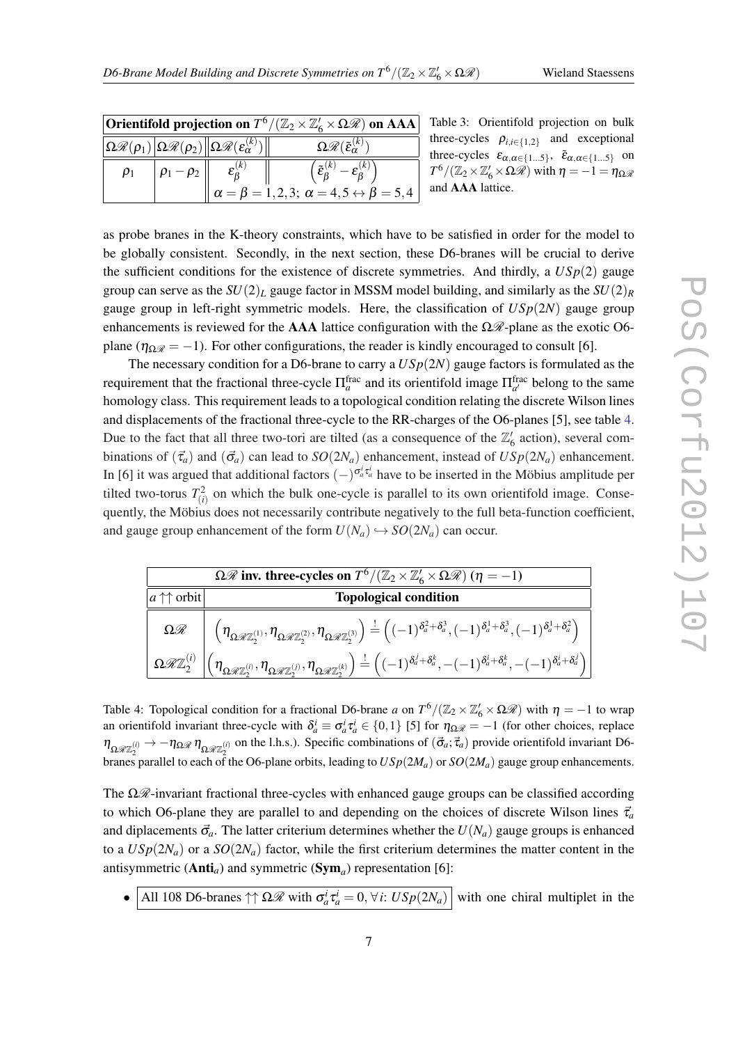| Orientifold projection on $T^6/(\mathbb{Z}_2 \times \mathbb{Z}_6' \times \Omega\mathscr{R})$ on **AAA** | | | |
|---|---|---|---|
| $\Omega\mathscr{R}(\rho_1)$ | $\Omega\mathscr{R}(\rho_2)$ | $\Omega\mathscr{R}(\varepsilon_\alpha^{(k)})$ | $\Omega\mathscr{R}(\tilde{\varepsilon}_\alpha^{(k)})$ |
| $\rho_1$ | $\rho_1 - \rho_2$ | $\varepsilon_\beta^{(k)}$ | $\left(\tilde{\varepsilon}_\beta^{(k)} - \varepsilon_\beta^{(k)}\right)$ |
| | | $\alpha = \beta = 1,2,3;\ \alpha = 4,5 \leftrightarrow \beta = 5,4$ | |

Table 3: Orientifold projection on bulk three-cycles $\rho_{i,i\in\{1,2\}}$ and exceptional three-cycles $\varepsilon_{\alpha,\alpha\in\{1\ldots5\}}$, $\tilde{\varepsilon}_{\alpha,\alpha\in\{1\ldots5\}}$ on $T^6/(\mathbb{Z}_2 \times \mathbb{Z}_6' \times \Omega\mathscr{R})$ with $\eta = -1 = \eta_{\Omega\mathscr{R}}$ and **AAA** lattice.

as probe branes in the K-theory constraints, which have to be satisfied in order for the model to be globally consistent. Secondly, in the next section, these D6-branes will be crucial to derive the sufficient conditions for the existence of discrete symmetries. And thirdly, a $USp(2)$ gauge group can serve as the $SU(2)_L$ gauge factor in MSSM model building, and similarly as the $SU(2)_R$ gauge group in left-right symmetric models. Here, the classification of $USp(2N)$ gauge group enhancements is reviewed for the **AAA** lattice configuration with the $\Omega\mathscr{R}$-plane as the exotic O6-plane ($\eta_{\Omega\mathscr{R}} = -1$). For other configurations, the reader is kindly encouraged to consult [6].

The necessary condition for a D6-brane to carry a $USp(2N)$ gauge factors is formulated as the requirement that the fractional three-cycle $\Pi_a^{\text{frac}}$ and its orientifold image $\Pi_{a'}^{\text{frac}}$ belong to the same homology class. This requirement leads to a topological condition relating the discrete Wilson lines and displacements of the fractional three-cycle to the RR-charges of the O6-planes [5], see table 4. Due to the fact that all three two-tori are tilted (as a consequence of the $\mathbb{Z}_6'$ action), several combinations of $(\vec{\tau}_a)$ and $(\vec{\sigma}_a)$ can lead to $SO(2N_a)$ enhancement, instead of $USp(2N_a)$ enhancement. In [6] it was argued that additional factors $(-)^{\sigma_a^i \tau_a^i}$ have to be inserted in the Möbius amplitude per tilted two-torus $T^2_{(i)}$ on which the bulk one-cycle is parallel to its own orientifold image. Consequently, the Möbius does not necessarily contribute negatively to the full beta-function coefficient, and gauge group enhancement of the form $U(N_a) \hookrightarrow SO(2N_a)$ can occur.

| $\Omega\mathscr{R}$ inv. three-cycles on $T^6/(\mathbb{Z}_2 \times \mathbb{Z}_6' \times \Omega\mathscr{R})$ ($\eta = -1$) | |
|---|---|
| $a \uparrow\uparrow$ orbit | **Topological condition** |
| $\Omega\mathscr{R}$ | $\left(\eta_{\Omega\mathscr{R}\mathbb{Z}_2^{(1)}}, \eta_{\Omega\mathscr{R}\mathbb{Z}_2^{(2)}}, \eta_{\Omega\mathscr{R}\mathbb{Z}_2^{(3)}}\right) \stackrel{!}{=} \left((-1)^{\delta_a^2+\delta_a^3}, (-1)^{\delta_a^1+\delta_a^3}, (-1)^{\delta_a^1+\delta_a^2}\right)$ |
| $\Omega\mathscr{R}\mathbb{Z}_2^{(i)}$ | $\left(\eta_{\Omega\mathscr{R}\mathbb{Z}_2^{(i)}}, \eta_{\Omega\mathscr{R}\mathbb{Z}_2^{(j)}}, \eta_{\Omega\mathscr{R}\mathbb{Z}_2^{(k)}}\right) \stackrel{!}{=} \left((-1)^{\delta_a^j+\delta_a^k}, -(-1)^{\delta_a^i+\delta_a^k}, -(-1)^{\delta_a^i+\delta_a^j}\right)$ |

Table 4: Topological condition for a fractional D6-brane $a$ on $T^6/(\mathbb{Z}_2 \times \mathbb{Z}_6' \times \Omega\mathscr{R})$ with $\eta = -1$ to wrap an orientifold invariant three-cycle with $\delta_a^i \equiv \sigma_a^i \tau_a^i \in \{0,1\}$ [5] for $\eta_{\Omega\mathscr{R}} = -1$ (for other choices, replace $\eta_{\Omega\mathscr{R}\mathbb{Z}_2^{(i)}} \to -\eta_{\Omega\mathscr{R}}\, \eta_{\Omega\mathscr{R}\mathbb{Z}_2^{(i)}}$ on the l.h.s.). Specific combinations of $(\vec{\sigma}_a; \vec{\tau}_a)$ provide orientifold invariant D6-branes parallel to each of the O6-plane orbits, leading to $USp(2M_a)$ or $SO(2M_a)$ gauge group enhancements.

The $\Omega\mathscr{R}$-invariant fractional three-cycles with enhanced gauge groups can be classified according to which O6-plane they are parallel to and depending on the choices of discrete Wilson lines $\vec{\tau}_a$ and diplacements $\vec{\sigma}_a$. The latter criterium determines whether the $U(N_a)$ gauge groups is enhanced to a $USp(2N_a)$ or a $SO(2N_a)$ factor, while the first criterium determines the matter content in the antisymmetric (**Anti**$_a$) and symmetric (**Sym**$_a$) representation [6]:

- All 108 D6-branes $\uparrow\uparrow \Omega\mathscr{R}$ with $\sigma_a^i \tau_a^i = 0, \forall i$: $USp(2N_a)$ with one chiral multiplet in the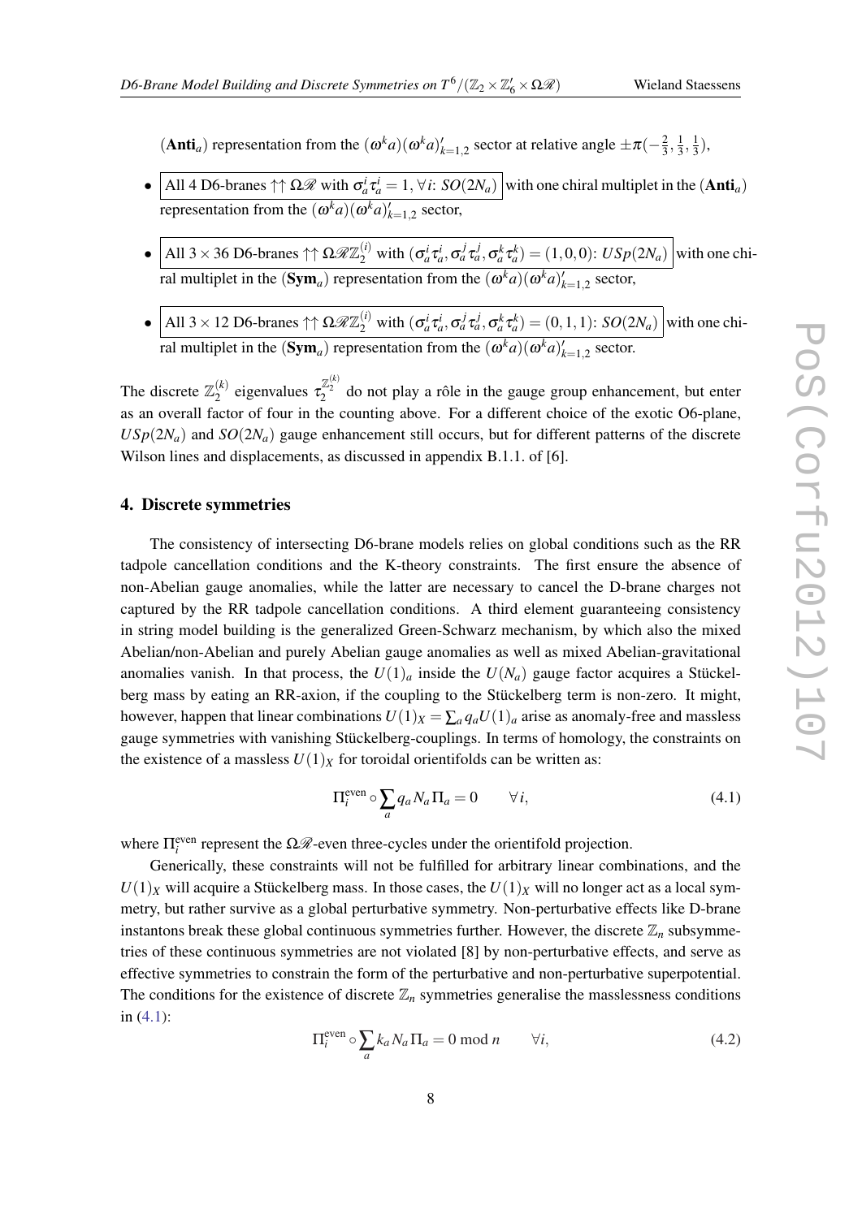($\mathbf{Anti}_a$) representation from the $(\omega^k a)(\omega^k a)'_{k=1,2}$ sector at relative angle $\pm\pi(-\frac{2}{3},\frac{1}{3},\frac{1}{3})$,

- All 4 D6-branes $\uparrow\uparrow \Omega\mathcal{R}$ with $\sigma_a^i \tau_a^i = 1, \forall i$: $SO(2N_a)$ with one chiral multiplet in the ($\mathbf{Anti}_a$) representation from the $(\omega^k a)(\omega^k a)'_{k=1,2}$ sector,
- All $3 \times 36$ D6-branes $\uparrow\uparrow \Omega\mathcal{R}\mathbb{Z}_2^{(i)}$ with $(\sigma_a^i \tau_a^i, \sigma_a^j \tau_a^j, \sigma_a^k \tau_a^k) = (1,0,0)$: $USp(2N_a)$ with one chiral multiplet in the ($\mathbf{Sym}_a$) representation from the $(\omega^k a)(\omega^k a)'_{k=1,2}$ sector,
- All $3 \times 12$ D6-branes $\uparrow\uparrow \Omega\mathcal{R}\mathbb{Z}_2^{(i)}$ with $(\sigma_a^i \tau_a^i, \sigma_a^j \tau_a^j, \sigma_a^k \tau_a^k) = (0,1,1)$: $SO(2N_a)$ with one chiral multiplet in the ($\mathbf{Sym}_a$) representation from the $(\omega^k a)(\omega^k a)'_{k=1,2}$ sector.

The discrete $\mathbb{Z}_2^{(k)}$ eigenvalues $\tau_2^{\mathbb{Z}_2^{(k)}}$ do not play a rôle in the gauge group enhancement, but enter as an overall factor of four in the counting above. For a different choice of the exotic O6-plane, $USp(2N_a)$ and $SO(2N_a)$ gauge enhancement still occurs, but for different patterns of the discrete Wilson lines and displacements, as discussed in appendix B.1.1. of [6].

## 4. Discrete symmetries

The consistency of intersecting D6-brane models relies on global conditions such as the RR tadpole cancellation conditions and the K-theory constraints. The first ensure the absence of non-Abelian gauge anomalies, while the latter are necessary to cancel the D-brane charges not captured by the RR tadpole cancellation conditions. A third element guaranteeing consistency in string model building is the generalized Green-Schwarz mechanism, by which also the mixed Abelian/non-Abelian and purely Abelian gauge anomalies as well as mixed Abelian-gravitational anomalies vanish. In that process, the $U(1)_a$ inside the $U(N_a)$ gauge factor acquires a Stückelberg mass by eating an RR-axion, if the coupling to the Stückelberg term is non-zero. It might, however, happen that linear combinations $U(1)_X = \sum_a q_a U(1)_a$ arise as anomaly-free and massless gauge symmetries with vanishing Stückelberg-couplings. In terms of homology, the constraints on the existence of a massless $U(1)_X$ for toroidal orientifolds can be written as:

$$\Pi_i^{\text{even}} \circ \sum_a q_a N_a \Pi_a = 0 \qquad \forall i, \tag{4.1}$$

where $\Pi_i^{\text{even}}$ represent the $\Omega\mathcal{R}$-even three-cycles under the orientifold projection.

Generically, these constraints will not be fulfilled for arbitrary linear combinations, and the $U(1)_X$ will acquire a Stückelberg mass. In those cases, the $U(1)_X$ will no longer act as a local symmetry, but rather survive as a global perturbative symmetry. Non-perturbative effects like D-brane instantons break these global continuous symmetries further. However, the discrete $\mathbb{Z}_n$ subsymmetries of these continuous symmetries are not violated [8] by non-perturbative effects, and serve as effective symmetries to constrain the form of the perturbative and non-perturbative superpotential. The conditions for the existence of discrete $\mathbb{Z}_n$ symmetries generalise the masslessness conditions in (4.1):

$$\Pi_i^{\text{even}} \circ \sum_a k_a N_a \Pi_a = 0 \bmod n \qquad \forall i, \tag{4.2}$$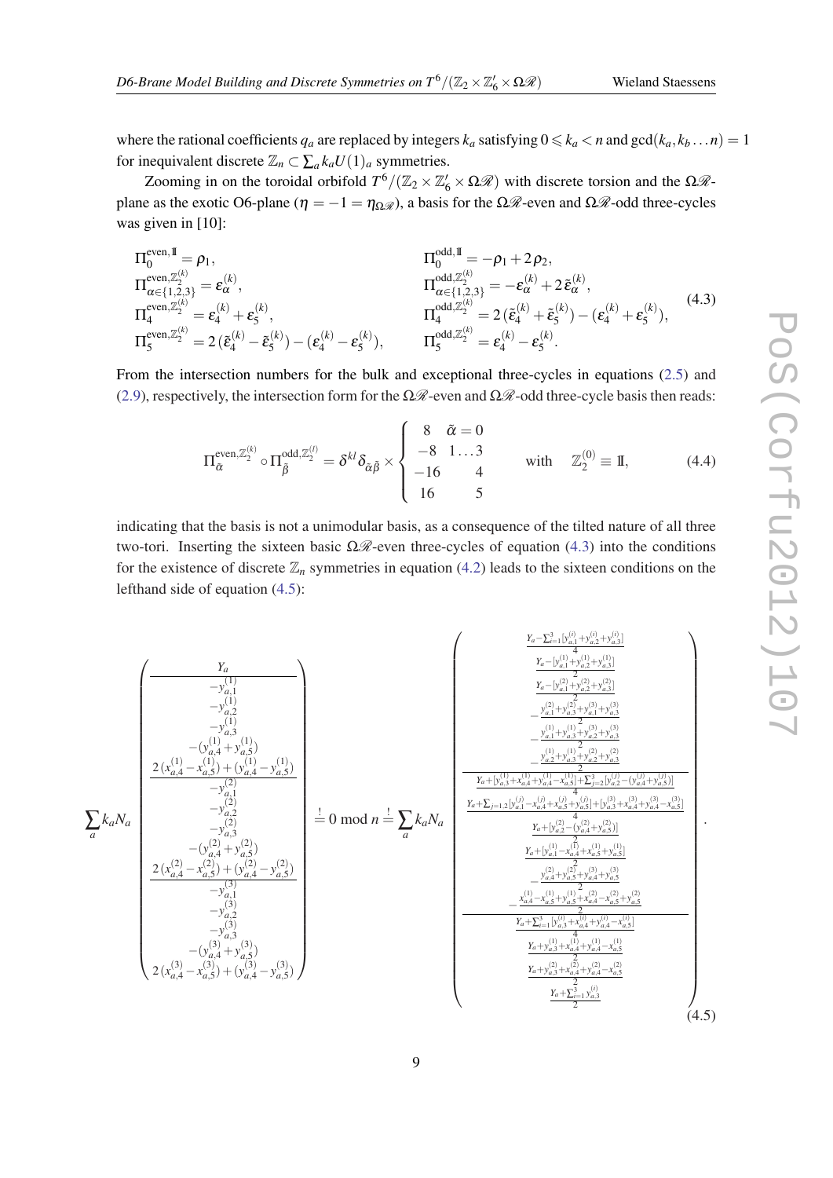where the rational coefficients $q_a$ are replaced by integers $k_a$ satisfying $0 \leqslant k_a < n$ and $\gcd(k_a, k_b \ldots n) = 1$ for inequivalent discrete $\mathbb{Z}_n \subset \sum_a k_a U(1)_a$ symmetries.

Zooming in on the toroidal orbifold $T^6/(\mathbb{Z}_2 \times \mathbb{Z}_6' \times \Omega\mathscr{R})$ with discrete torsion and the $\Omega\mathscr{R}$-plane as the exotic O6-plane ($\eta = -1 = \eta_{\Omega\mathscr{R}}$), a basis for the $\Omega\mathscr{R}$-even and $\Omega\mathscr{R}$-odd three-cycles was given in [10]:

$$
\begin{aligned}
&\Pi_0^{\text{even},1\!\!1} = \rho_1, && \Pi_0^{\text{odd},1\!\!1} = -\rho_1 + 2\rho_2,\\
&\Pi_{\alpha\in\{1,2,3\}}^{\text{even},\mathbb{Z}_2^{(k)}} = \varepsilon_\alpha^{(k)}, && \Pi_{\alpha\in\{1,2,3\}}^{\text{odd},\mathbb{Z}_2^{(k)}} = -\varepsilon_\alpha^{(k)} + 2\tilde{\varepsilon}_\alpha^{(k)},\\
&\Pi_4^{\text{even},\mathbb{Z}_2^{(k)}} = \varepsilon_4^{(k)} + \varepsilon_5^{(k)}, && \Pi_4^{\text{odd},\mathbb{Z}_2^{(k)}} = 2\,(\tilde{\varepsilon}_4^{(k)} + \tilde{\varepsilon}_5^{(k)}) - (\varepsilon_4^{(k)} + \varepsilon_5^{(k)}),\\
&\Pi_5^{\text{even},\mathbb{Z}_2^{(k)}} = 2\,(\tilde{\varepsilon}_4^{(k)} - \tilde{\varepsilon}_5^{(k)}) - (\varepsilon_4^{(k)} - \varepsilon_5^{(k)}), && \Pi_5^{\text{odd},\mathbb{Z}_2^{(k)}} = \varepsilon_4^{(k)} - \varepsilon_5^{(k)}.
\end{aligned}
\tag{4.3}
$$

From the intersection numbers for the bulk and exceptional three-cycles in equations (2.5) and (2.9), respectively, the intersection form for the $\Omega\mathscr{R}$-even and $\Omega\mathscr{R}$-odd three-cycle basis then reads:

$$
\Pi_{\tilde{\alpha}}^{\text{even},\mathbb{Z}_2^{(k)}} \circ \Pi_{\tilde{\beta}}^{\text{odd},\mathbb{Z}_2^{(l)}} = \delta^{kl}\delta_{\tilde{\alpha}\tilde{\beta}} \times \begin{cases} 8 & \tilde{\alpha} = 0 \\ -8 & 1\ldots 3 \\ -16 & 4 \\ 16 & 5 \end{cases} \qquad \text{with} \quad \mathbb{Z}_2^{(0)} \equiv 1\!\!1, \tag{4.4}
$$

indicating that the basis is not a unimodular basis, as a consequence of the tilted nature of all three two-tori. Inserting the sixteen basic $\Omega\mathscr{R}$-even three-cycles of equation (4.3) into the conditions for the existence of discrete $\mathbb{Z}_n$ symmetries in equation (4.2) leads to the sixteen conditions on the lefthand side of equation (4.5):

$$
\sum_a k_a N_a \begin{pmatrix} Y_a \\ \hline -y_{a,1}^{(1)} \\ -y_{a,2}^{(1)} \\ -y_{a,3}^{(1)} \\ -(y_{a,4}^{(1)} + y_{a,5}^{(1)}) \\ 2\,(x_{a,4}^{(1)} - x_{a,5}^{(1)}) + (y_{a,4}^{(1)} - y_{a,5}^{(1)}) \\ \hline -y_{a,1}^{(2)} \\ -y_{a,2}^{(2)} \\ -y_{a,3}^{(2)} \\ -(y_{a,4}^{(2)} + y_{a,5}^{(2)}) \\ 2\,(x_{a,4}^{(2)} - x_{a,5}^{(2)}) + (y_{a,4}^{(2)} - y_{a,5}^{(2)}) \\ \hline -y_{a,1}^{(3)} \\ -y_{a,2}^{(3)} \\ -y_{a,3}^{(3)} \\ -(y_{a,4}^{(3)} + y_{a,5}^{(3)}) \\ 2\,(x_{a,4}^{(3)} - x_{a,5}^{(3)}) + (y_{a,4}^{(3)} - y_{a,5}^{(3)}) \end{pmatrix} \stackrel{!}{=} 0 \bmod n \stackrel{!}{=} \sum_a k_a N_a \begin{pmatrix} \frac{Y_a - \sum_{i=1}^3 [y_{a,1}^{(i)} + y_{a,2}^{(i)} + y_{a,3}^{(i)}]}{4} \\ \frac{Y_a - [y_{a,1}^{(1)} + y_{a,2}^{(1)} + y_{a,3}^{(1)}]}{2} \\ \frac{Y_a - [y_{a,1}^{(2)} + y_{a,2}^{(2)} + y_{a,3}^{(2)}]}{2} \\ -\frac{y_{a,1}^{(2)} + y_{a,3}^{(2)} + y_{a,1}^{(3)} + y_{a,3}^{(3)}}{2} \\ -\frac{y_{a,1}^{(1)} + y_{a,3}^{(1)} + y_{a,2}^{(3)} + y_{a,3}^{(3)}}{2} \\ -\frac{y_{a,2}^{(1)} + y_{a,3}^{(1)} + y_{a,2}^{(2)} + y_{a,3}^{(2)}}{2} \\ \hline \frac{Y_a + [y_{a,3}^{(1)} + x_{a,4}^{(1)} + y_{a,4}^{(1)} - x_{a,5}^{(1)}] + \sum_{j=2}^3 [y_{a,2}^{(j)} - (y_{a,4}^{(j)} + y_{a,5}^{(j)})]}{4} \\ \frac{Y_a + \sum_{j=1,2} [y_{a,1}^{(j)} - x_{a,4}^{(j)} + x_{a,5}^{(j)} + y_{a,5}^{(j)}] + [y_{a,3}^{(3)} + x_{a,4}^{(3)} + y_{a,4}^{(3)} - x_{a,5}^{(3)}]}{4} \\ \frac{Y_a + [y_{a,2}^{(2)} - (y_{a,4}^{(2)} + y_{a,5}^{(2)})]}{2} \\ \frac{Y_a + [y_{a,1}^{(1)} - x_{a,4}^{(1)} + x_{a,5}^{(1)} + y_{a,5}^{(1)}]}{2} \\ -\frac{y_{a,4}^{(2)} + y_{a,5}^{(2)} + y_{a,4}^{(3)} + y_{a,5}^{(3)}}{2} \\ -\frac{x_{a,4}^{(1)} - x_{a,5}^{(1)} + y_{a,5}^{(1)} + x_{a,4}^{(2)} - x_{a,5}^{(2)} + y_{a,5}^{(2)}}{2} \\ \hline \frac{Y_a + \sum_{i=1}^3 [y_{a,3}^{(i)} + x_{a,4}^{(i)} + y_{a,4}^{(i)} - x_{a,5}^{(i)}]}{4} \\ \frac{Y_a + y_{a,3}^{(1)} + x_{a,4}^{(1)} + y_{a,4}^{(1)} - x_{a,5}^{(1)}}{2} \\ \frac{Y_a + y_{a,3}^{(2)} + x_{a,4}^{(2)} + y_{a,4}^{(2)} - x_{a,5}^{(2)}}{2} \\ \frac{Y_a + \sum_{i=1}^3 y_{a,3}^{(i)}}{2} \end{pmatrix}. \tag{4.5}
$$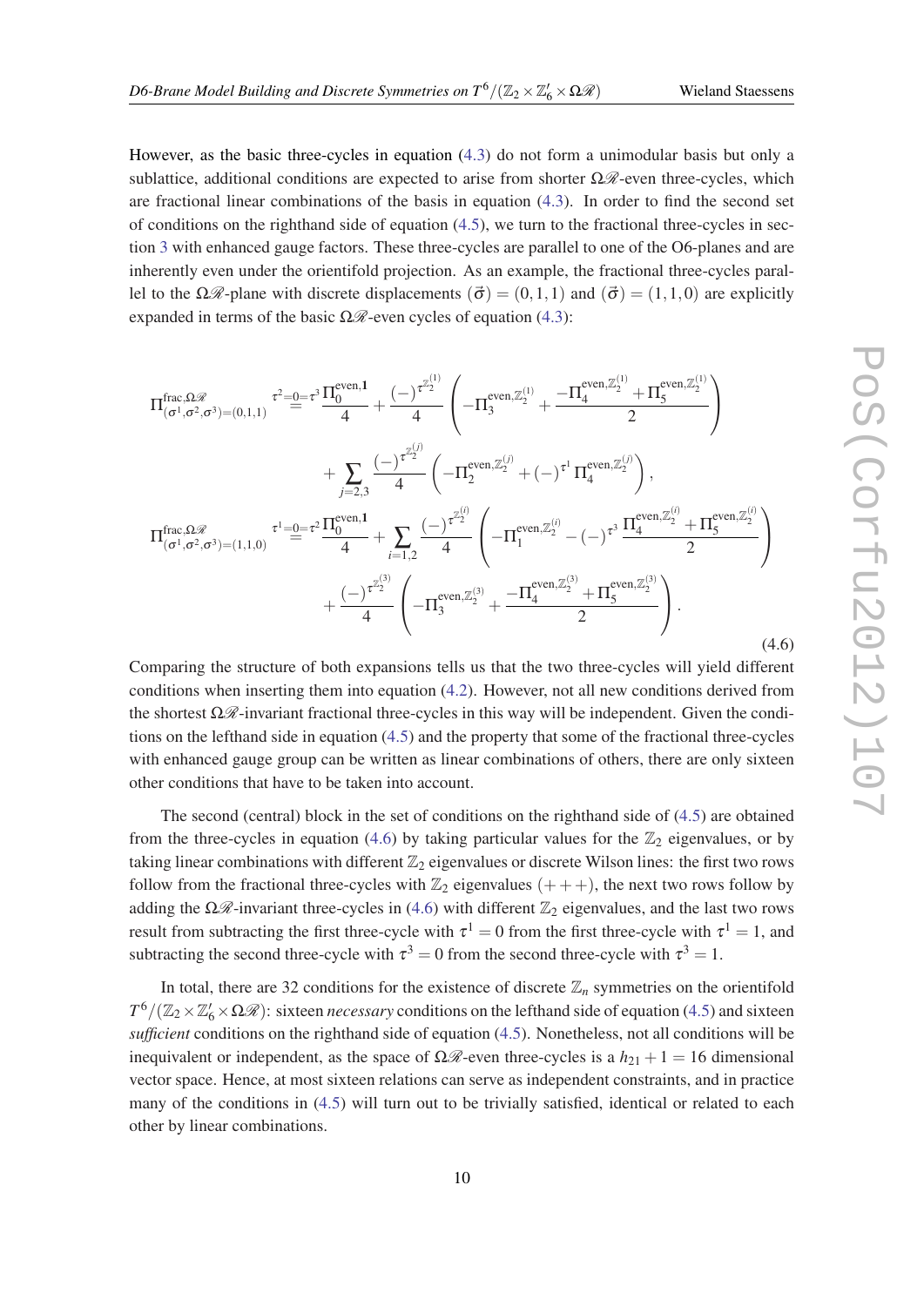However, as the basic three-cycles in equation (4.3) do not form a unimodular basis but only a sublattice, additional conditions are expected to arise from shorter $\Omega\mathscr{R}$-even three-cycles, which are fractional linear combinations of the basis in equation (4.3). In order to find the second set of conditions on the righthand side of equation (4.5), we turn to the fractional three-cycles in section 3 with enhanced gauge factors. These three-cycles are parallel to one of the O6-planes and are inherently even under the orientifold projection. As an example, the fractional three-cycles parallel to the $\Omega\mathscr{R}$-plane with discrete displacements $(\vec{\sigma}) = (0,1,1)$ and $(\vec{\sigma}) = (1,1,0)$ are explicitly expanded in terms of the basic $\Omega\mathscr{R}$-even cycles of equation (4.3):

$$
\begin{aligned}
\Pi^{\text{frac},\Omega\mathscr{R}}_{(\sigma^1,\sigma^2,\sigma^3)=(0,1,1)} &\overset{\tau^2=0=\tau^3}{=} \frac{\Pi_0^{\text{even},\mathbf{1}}}{4} + \frac{(-)^{\tau^{\mathbb{Z}_2^{(1)}}}}{4}\left(-\Pi_3^{\text{even},\mathbb{Z}_2^{(1)}} + \frac{-\Pi_4^{\text{even},\mathbb{Z}_2^{(1)}} + \Pi_5^{\text{even},\mathbb{Z}_2^{(1)}}}{2}\right) \\
&\quad + \sum_{j=2,3} \frac{(-)^{\tau^{\mathbb{Z}_2^{(j)}}}}{4}\left(-\Pi_2^{\text{even},\mathbb{Z}_2^{(j)}} + (-)^{\tau^1}\,\Pi_4^{\text{even},\mathbb{Z}_2^{(j)}}\right), \\
\Pi^{\text{frac},\Omega\mathscr{R}}_{(\sigma^1,\sigma^2,\sigma^3)=(1,1,0)} &\overset{\tau^1=0=\tau^2}{=} \frac{\Pi_0^{\text{even},\mathbf{1}}}{4} + \sum_{i=1,2} \frac{(-)^{\tau^{\mathbb{Z}_2^{(i)}}}}{4}\left(-\Pi_1^{\text{even},\mathbb{Z}_2^{(i)}} - (-)^{\tau^3}\,\frac{\Pi_4^{\text{even},\mathbb{Z}_2^{(i)}} + \Pi_5^{\text{even},\mathbb{Z}_2^{(i)}}}{2}\right) \\
&\quad + \frac{(-)^{\tau^{\mathbb{Z}_2^{(3)}}}}{4}\left(-\Pi_3^{\text{even},\mathbb{Z}_2^{(3)}} + \frac{-\Pi_4^{\text{even},\mathbb{Z}_2^{(3)}} + \Pi_5^{\text{even},\mathbb{Z}_2^{(3)}}}{2}\right).
\end{aligned}
\tag{4.6}
$$

Comparing the structure of both expansions tells us that the two three-cycles will yield different conditions when inserting them into equation (4.2). However, not all new conditions derived from the shortest $\Omega\mathscr{R}$-invariant fractional three-cycles in this way will be independent. Given the conditions on the lefthand side in equation (4.5) and the property that some of the fractional three-cycles with enhanced gauge group can be written as linear combinations of others, there are only sixteen other conditions that have to be taken into account.

The second (central) block in the set of conditions on the righthand side of (4.5) are obtained from the three-cycles in equation (4.6) by taking particular values for the $\mathbb{Z}_2$ eigenvalues, or by taking linear combinations with different $\mathbb{Z}_2$ eigenvalues or discrete Wilson lines: the first two rows follow from the fractional three-cycles with $\mathbb{Z}_2$ eigenvalues $(+++)$, the next two rows follow by adding the $\Omega\mathscr{R}$-invariant three-cycles in (4.6) with different $\mathbb{Z}_2$ eigenvalues, and the last two rows result from subtracting the first three-cycle with $\tau^1 = 0$ from the first three-cycle with $\tau^1 = 1$, and subtracting the second three-cycle with $\tau^3 = 0$ from the second three-cycle with $\tau^3 = 1$.

In total, there are 32 conditions for the existence of discrete $\mathbb{Z}_n$ symmetries on the orientifold $T^6/(\mathbb{Z}_2 \times \mathbb{Z}_6' \times \Omega\mathscr{R})$: sixteen *necessary* conditions on the lefthand side of equation (4.5) and sixteen *sufficient* conditions on the righthand side of equation (4.5). Nonetheless, not all conditions will be inequivalent or independent, as the space of $\Omega\mathscr{R}$-even three-cycles is a $h_{21}+1 = 16$ dimensional vector space. Hence, at most sixteen relations can serve as independent constraints, and in practice many of the conditions in (4.5) will turn out to be trivially satisfied, identical or related to each other by linear combinations.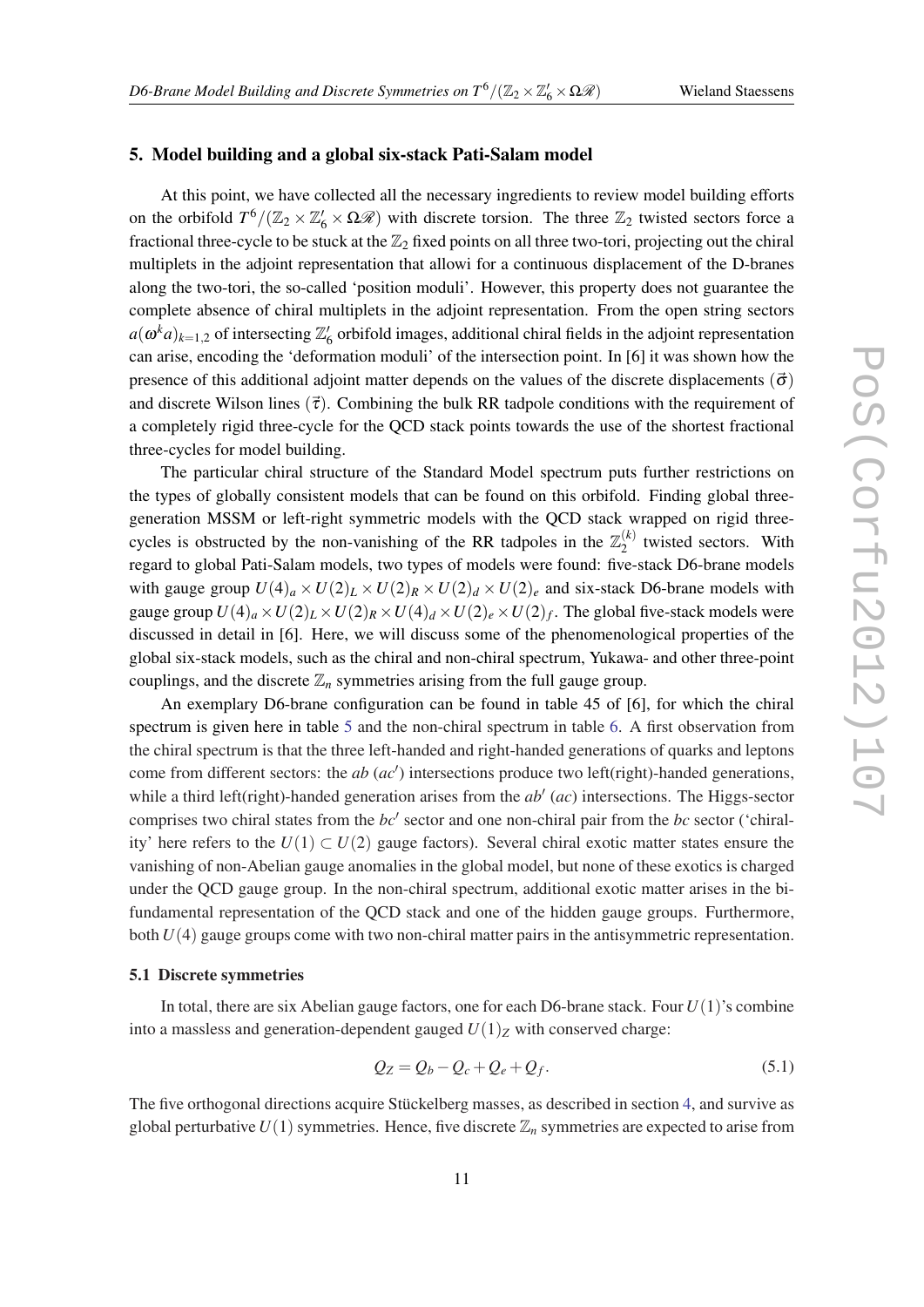## 5. Model building and a global six-stack Pati-Salam model

At this point, we have collected all the necessary ingredients to review model building efforts on the orbifold $T^6/(\mathbb{Z}_2 \times \mathbb{Z}_6' \times \Omega\mathscr{R})$ with discrete torsion. The three $\mathbb{Z}_2$ twisted sectors force a fractional three-cycle to be stuck at the $\mathbb{Z}_2$ fixed points on all three two-tori, projecting out the chiral multiplets in the adjoint representation that allowi for a continuous displacement of the D-branes along the two-tori, the so-called 'position moduli'. However, this property does not guarantee the complete absence of chiral multiplets in the adjoint representation. From the open string sectors $a(\omega^k a)_{k=1,2}$ of intersecting $\mathbb{Z}_6'$ orbifold images, additional chiral fields in the adjoint representation can arise, encoding the 'deformation moduli' of the intersection point. In [6] it was shown how the presence of this additional adjoint matter depends on the values of the discrete displacements ($\vec{\sigma}$) and discrete Wilson lines ($\vec{\tau}$). Combining the bulk RR tadpole conditions with the requirement of a completely rigid three-cycle for the QCD stack points towards the use of the shortest fractional three-cycles for model building.

The particular chiral structure of the Standard Model spectrum puts further restrictions on the types of globally consistent models that can be found on this orbifold. Finding global three-generation MSSM or left-right symmetric models with the QCD stack wrapped on rigid three-cycles is obstructed by the non-vanishing of the RR tadpoles in the $\mathbb{Z}_2^{(k)}$ twisted sectors. With regard to global Pati-Salam models, two types of models were found: five-stack D6-brane models with gauge group $U(4)_a \times U(2)_L \times U(2)_R \times U(2)_d \times U(2)_e$ and six-stack D6-brane models with gauge group $U(4)_a \times U(2)_L \times U(2)_R \times U(4)_d \times U(2)_e \times U(2)_f$. The global five-stack models were discussed in detail in [6]. Here, we will discuss some of the phenomenological properties of the global six-stack models, such as the chiral and non-chiral spectrum, Yukawa- and other three-point couplings, and the discrete $\mathbb{Z}_n$ symmetries arising from the full gauge group.

An exemplary D6-brane configuration can be found in table 45 of [6], for which the chiral spectrum is given here in table 5 and the non-chiral spectrum in table 6. A first observation from the chiral spectrum is that the three left-handed and right-handed generations of quarks and leptons come from different sectors: the $ab$ ($ac'$) intersections produce two left(right)-handed generations, while a third left(right)-handed generation arises from the $ab'$ ($ac$) intersections. The Higgs-sector comprises two chiral states from the $bc'$ sector and one non-chiral pair from the $bc$ sector ('chirality' here refers to the $U(1) \subset U(2)$ gauge factors). Several chiral exotic matter states ensure the vanishing of non-Abelian gauge anomalies in the global model, but none of these exotics is charged under the QCD gauge group. In the non-chiral spectrum, additional exotic matter arises in the bi-fundamental representation of the QCD stack and one of the hidden gauge groups. Furthermore, both $U(4)$ gauge groups come with two non-chiral matter pairs in the antisymmetric representation.

### 5.1 Discrete symmetries

In total, there are six Abelian gauge factors, one for each D6-brane stack. Four $U(1)$'s combine into a massless and generation-dependent gauged $U(1)_Z$ with conserved charge:

$$Q_Z = Q_b - Q_c + Q_e + Q_f. \tag{5.1}$$

The five orthogonal directions acquire Stückelberg masses, as described in section 4, and survive as global perturbative $U(1)$ symmetries. Hence, five discrete $\mathbb{Z}_n$ symmetries are expected to arise from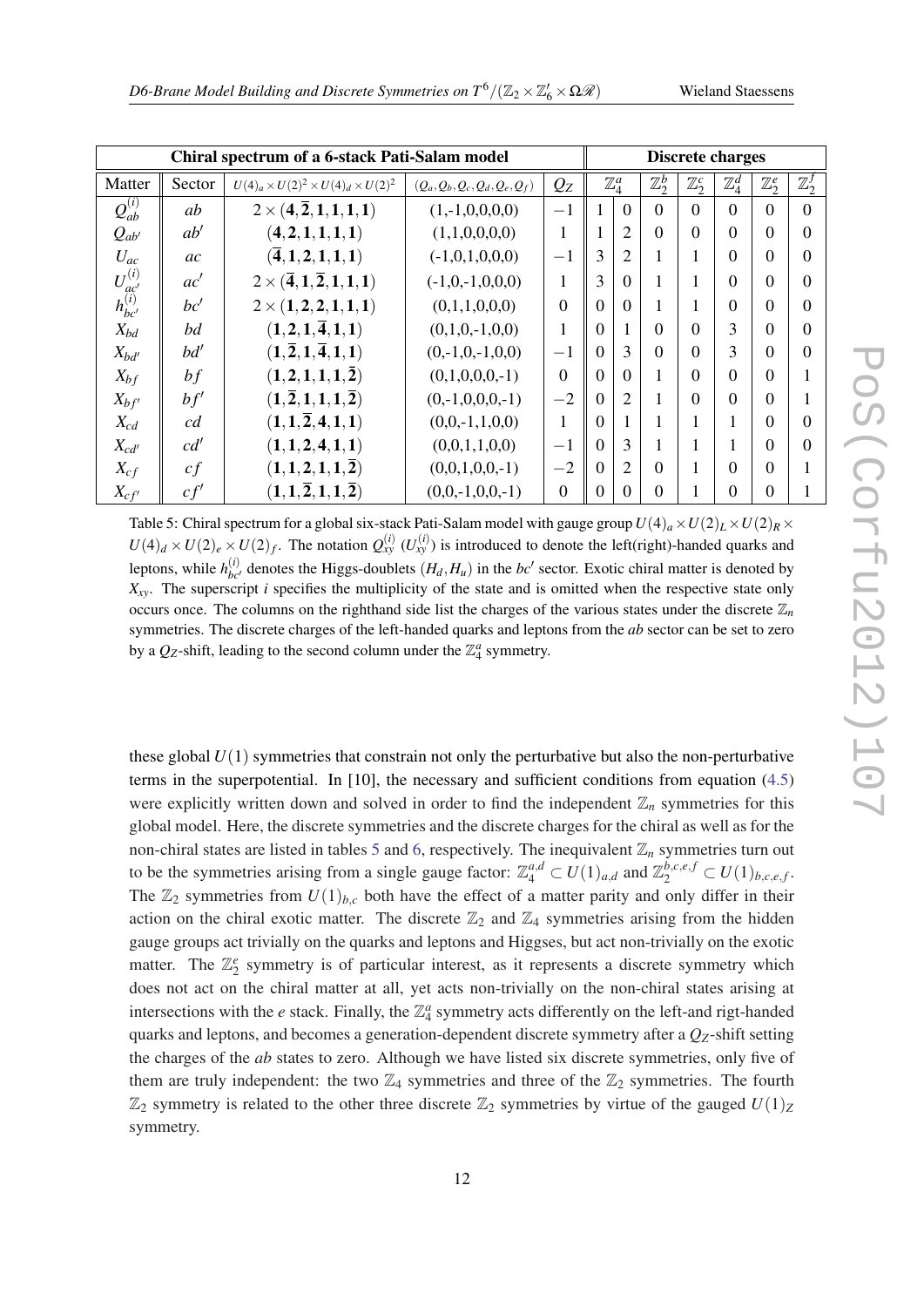| Chiral spectrum of a 6-stack Pati-Salam model | | | | | Discrete charges | | | | | | |
|---|---|---|---|---|---|---|---|---|---|---|---|
| Matter | Sector | $U(4)_a \times U(2)^2 \times U(4)_d \times U(2)^2$ | $(Q_a, Q_b, Q_c, Q_d, Q_e, Q_f)$ | $Q_Z$ | $\mathbb{Z}_4^a$ | | $\mathbb{Z}_2^b$ | $\mathbb{Z}_2^c$ | $\mathbb{Z}_4^d$ | $\mathbb{Z}_2^e$ | $\mathbb{Z}_2^f$ |
| $Q_{ab}^{(i)}$ | $ab$ | $2 \times (\mathbf{4}, \overline{\mathbf{2}}, \mathbf{1}, \mathbf{1}, \mathbf{1}, \mathbf{1})$ | (1,-1,0,0,0,0) | $-1$ | 1 | 0 | 0 | 0 | 0 | 0 | 0 |
| $Q_{ab'}$ | $ab'$ | $(\mathbf{4}, \mathbf{2}, \mathbf{1}, \mathbf{1}, \mathbf{1}, \mathbf{1})$ | (1,1,0,0,0,0) | 1 | 1 | 2 | 0 | 0 | 0 | 0 | 0 |
| $U_{ac}$ | $ac$ | $(\overline{\mathbf{4}}, \mathbf{1}, \mathbf{2}, \mathbf{1}, \mathbf{1}, \mathbf{1})$ | (-1,0,1,0,0,0) | $-1$ | 3 | 2 | 1 | 1 | 0 | 0 | 0 |
| $U_{ac'}^{(i)}$ | $ac'$ | $2 \times (\overline{\mathbf{4}}, \mathbf{1}, \overline{\mathbf{2}}, \mathbf{1}, \mathbf{1}, \mathbf{1})$ | (-1,0,-1,0,0,0) | 1 | 3 | 0 | 1 | 1 | 0 | 0 | 0 |
| $h_{bc'}^{(i)}$ | $bc'$ | $2 \times (\mathbf{1}, \mathbf{2}, \mathbf{2}, \mathbf{1}, \mathbf{1}, \mathbf{1})$ | (0,1,1,0,0,0) | 0 | 0 | 0 | 1 | 1 | 0 | 0 | 0 |
| $X_{bd}$ | $bd$ | $(\mathbf{1}, \mathbf{2}, \mathbf{1}, \overline{\mathbf{4}}, \mathbf{1}, \mathbf{1})$ | (0,1,0,-1,0,0) | 1 | 0 | 1 | 0 | 0 | 3 | 0 | 0 |
| $X_{bd'}$ | $bd'$ | $(\mathbf{1}, \overline{\mathbf{2}}, \mathbf{1}, \overline{\mathbf{4}}, \mathbf{1}, \mathbf{1})$ | (0,-1,0,-1,0,0) | $-1$ | 0 | 3 | 0 | 0 | 3 | 0 | 0 |
| $X_{bf}$ | $bf$ | $(\mathbf{1}, \mathbf{2}, \mathbf{1}, \mathbf{1}, \mathbf{1}, \overline{\mathbf{2}})$ | (0,1,0,0,0,-1) | 0 | 0 | 0 | 1 | 0 | 0 | 0 | 1 |
| $X_{bf'}$ | $bf'$ | $(\mathbf{1}, \overline{\mathbf{2}}, \mathbf{1}, \mathbf{1}, \mathbf{1}, \overline{\mathbf{2}})$ | (0,-1,0,0,0,-1) | $-2$ | 0 | 2 | 1 | 0 | 0 | 0 | 1 |
| $X_{cd}$ | $cd$ | $(\mathbf{1}, \mathbf{1}, \overline{\mathbf{2}}, \mathbf{4}, \mathbf{1}, \mathbf{1})$ | (0,0,-1,1,0,0) | 1 | 0 | 1 | 1 | 1 | 1 | 0 | 0 |
| $X_{cd'}$ | $cd'$ | $(\mathbf{1}, \mathbf{1}, \mathbf{2}, \mathbf{4}, \mathbf{1}, \mathbf{1})$ | (0,0,1,1,0,0) | $-1$ | 0 | 3 | 1 | 1 | 1 | 0 | 0 |
| $X_{cf}$ | $cf$ | $(\mathbf{1}, \mathbf{1}, \mathbf{2}, \mathbf{1}, \mathbf{1}, \overline{\mathbf{2}})$ | (0,0,1,0,0,-1) | $-2$ | 0 | 2 | 0 | 1 | 0 | 0 | 1 |
| $X_{cf'}$ | $cf'$ | $(\mathbf{1}, \mathbf{1}, \overline{\mathbf{2}}, \mathbf{1}, \mathbf{1}, \overline{\mathbf{2}})$ | (0,0,-1,0,0,-1) | 0 | 0 | 0 | 0 | 1 | 0 | 0 | 1 |

Table 5: Chiral spectrum for a global six-stack Pati-Salam model with gauge group $U(4)_a \times U(2)_L \times U(2)_R \times U(4)_d \times U(2)_e \times U(2)_f$. The notation $Q_{xy}^{(i)}$ ($U_{xy}^{(i)}$) is introduced to denote the left(right)-handed quarks and leptons, while $h_{bc'}^{(i)}$ denotes the Higgs-doublets $(H_d, H_u)$ in the $bc'$ sector. Exotic chiral matter is denoted by $X_{xy}$. The superscript $i$ specifies the multiplicity of the state and is omitted when the respective state only occurs once. The columns on the righthand side list the charges of the various states under the discrete $\mathbb{Z}_n$ symmetries. The discrete charges of the left-handed quarks and leptons from the *ab* sector can be set to zero by a $Q_Z$-shift, leading to the second column under the $\mathbb{Z}_4^a$ symmetry.

these global $U(1)$ symmetries that constrain not only the perturbative but also the non-perturbative terms in the superpotential. In [10], the necessary and sufficient conditions from equation (4.5) were explicitly written down and solved in order to find the independent $\mathbb{Z}_n$ symmetries for this global model. Here, the discrete symmetries and the discrete charges for the chiral as well as for the non-chiral states are listed in tables 5 and 6, respectively. The inequivalent $\mathbb{Z}_n$ symmetries turn out to be the symmetries arising from a single gauge factor: $\mathbb{Z}_4^{a,d} \subset U(1)_{a,d}$ and $\mathbb{Z}_2^{b,c,e,f} \subset U(1)_{b,c,e,f}$. The $\mathbb{Z}_2$ symmetries from $U(1)_{b,c}$ both have the effect of a matter parity and only differ in their action on the chiral exotic matter. The discrete $\mathbb{Z}_2$ and $\mathbb{Z}_4$ symmetries arising from the hidden gauge groups act trivially on the quarks and leptons and Higgses, but act non-trivially on the exotic matter. The $\mathbb{Z}_2^e$ symmetry is of particular interest, as it represents a discrete symmetry which does not act on the chiral matter at all, yet acts non-trivially on the non-chiral states arising at intersections with the $e$ stack. Finally, the $\mathbb{Z}_4^a$ symmetry acts differently on the left-and rigt-handed quarks and leptons, and becomes a generation-dependent discrete symmetry after a $Q_Z$-shift setting the charges of the $ab$ states to zero. Although we have listed six discrete symmetries, only five of them are truly independent: the two $\mathbb{Z}_4$ symmetries and three of the $\mathbb{Z}_2$ symmetries. The fourth $\mathbb{Z}_2$ symmetry is related to the other three discrete $\mathbb{Z}_2$ symmetries by virtue of the gauged $U(1)_Z$ symmetry.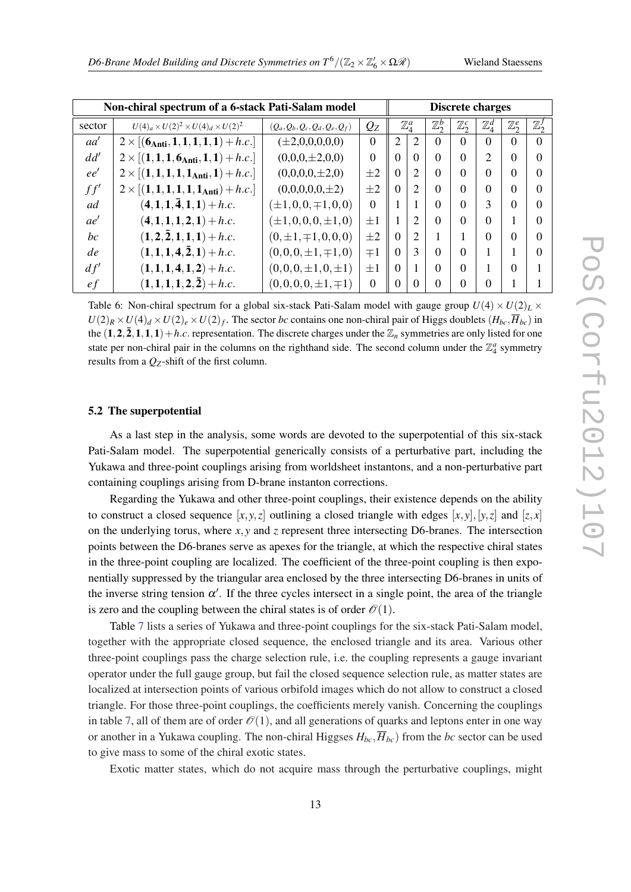| Non-chiral spectrum of a 6-stack Pati-Salam model | | | | Discrete charges | | | | | | | |
|---|---|---|---|---|---|---|---|---|---|---|---|
| sector | $U(4)_a \times U(2)^2 \times U(4)_d \times U(2)^2$ | $(Q_a, Q_b, Q_c, Q_d, Q_e, Q_f)$ | $Q_Z$ | $\mathbb{Z}_4^a$ | | $\mathbb{Z}_2^b$ | $\mathbb{Z}_2^c$ | $\mathbb{Z}_4^d$ | $\mathbb{Z}_2^e$ | $\mathbb{Z}_2^f$ |
| $aa'$ | $2 \times [(\mathbf{6_{Anti}}, \mathbf{1}, \mathbf{1}, \mathbf{1}, \mathbf{1}, \mathbf{1}) + h.c.]$ | $(\pm 2,0,0,0,0,0)$ | 0 | 2 | 2 | 0 | 0 | 0 | 0 | 0 |
| $dd'$ | $2 \times [(\mathbf{1}, \mathbf{1}, \mathbf{1}, \mathbf{6_{Anti}}, \mathbf{1}, \mathbf{1}) + h.c.]$ | $(0,0,0,\pm 2,0,0)$ | 0 | 0 | 0 | 0 | 0 | 2 | 0 | 0 |
| $ee'$ | $2 \times [(\mathbf{1}, \mathbf{1}, \mathbf{1}, \mathbf{1}, \mathbf{1_{Anti}}, \mathbf{1}) + h.c.]$ | $(0,0,0,0,\pm 2,0)$ | $\pm 2$ | 0 | 2 | 0 | 0 | 0 | 0 | 0 |
| $ff'$ | $2 \times [(\mathbf{1}, \mathbf{1}, \mathbf{1}, \mathbf{1}, \mathbf{1}, \mathbf{1_{Anti}}) + h.c.]$ | $(0,0,0,0,0,\pm 2)$ | $\pm 2$ | 0 | 2 | 0 | 0 | 0 | 0 | 0 |
| $ad$ | $(\mathbf{4}, \mathbf{1}, \mathbf{1}, \bar{\mathbf{4}}, \mathbf{1}, \mathbf{1}) + h.c.$ | $(\pm 1, 0, 0, \mp 1, 0, 0)$ | 0 | 1 | 1 | 0 | 0 | 3 | 0 | 0 |
| $ae'$ | $(\mathbf{4}, \mathbf{1}, \mathbf{1}, \mathbf{1}, \mathbf{2}, \mathbf{1}) + h.c.$ | $(\pm 1, 0, 0, 0, \pm 1, 0)$ | $\pm 1$ | 1 | 2 | 0 | 0 | 0 | 1 | 0 |
| $bc$ | $(\mathbf{1}, \mathbf{2}, \bar{\mathbf{2}}, \mathbf{1}, \mathbf{1}, \mathbf{1}) + h.c.$ | $(0, \pm 1, \mp 1, 0, 0, 0)$ | $\pm 2$ | 0 | 2 | 1 | 1 | 0 | 0 | 0 |
| $de$ | $(\mathbf{1}, \mathbf{1}, \mathbf{1}, \mathbf{4}, \bar{\mathbf{2}}, \mathbf{1}) + h.c.$ | $(0, 0, 0, \pm 1, \mp 1, 0)$ | $\mp 1$ | 0 | 3 | 0 | 0 | 1 | 1 | 0 |
| $df'$ | $(\mathbf{1}, \mathbf{1}, \mathbf{1}, \mathbf{4}, \mathbf{1}, \mathbf{2}) + h.c.$ | $(0, 0, 0, \pm 1, 0, \pm 1)$ | $\pm 1$ | 0 | 1 | 0 | 0 | 1 | 0 | 1 |
| $ef$ | $(\mathbf{1}, \mathbf{1}, \mathbf{1}, \mathbf{1}, \mathbf{2}, \bar{\mathbf{2}}) + h.c.$ | $(0, 0, 0, 0, \pm 1, \mp 1)$ | 0 | 0 | 0 | 0 | 0 | 0 | 1 | 1 |

Table 6: Non-chiral spectrum for a global six-stack Pati-Salam model with gauge group $U(4) \times U(2)_L \times U(2)_R \times U(4)_d \times U(2)_e \times U(2)_f$. The sector *bc* contains one non-chiral pair of Higgs doublets $(H_{bc}, \overline{H}_{bc})$ in the $(\mathbf{1}, \mathbf{2}, \bar{\mathbf{2}}, \mathbf{1}, \mathbf{1}, \mathbf{1}) + h.c.$ representation. The discrete charges under the $\mathbb{Z}_n$ symmetries are only listed for one state per non-chiral pair in the columns on the righthand side. The second column under the $\mathbb{Z}_4^a$ symmetry results from a $Q_Z$-shift of the first column.

### 5.2 The superpotential

As a last step in the analysis, some words are devoted to the superpotential of this six-stack Pati-Salam model. The superpotential generically consists of a perturbative part, including the Yukawa and three-point couplings arising from worldsheet instantons, and a non-perturbative part containing couplings arising from D-brane instanton corrections.

Regarding the Yukawa and other three-point couplings, their existence depends on the ability to construct a closed sequence $[x,y,z]$ outlining a closed triangle with edges $[x,y],[y,z]$ and $[z,x]$ on the underlying torus, where $x, y$ and $z$ represent three intersecting D6-branes. The intersection points between the D6-branes serve as apexes for the triangle, at which the respective chiral states in the three-point coupling are localized. The coefficient of the three-point coupling is then exponentially suppressed by the triangular area enclosed by the three intersecting D6-branes in units of the inverse string tension $\alpha'$. If the three cycles intersect in a single point, the area of the triangle is zero and the coupling between the chiral states is of order $\mathcal{O}(1)$.

Table 7 lists a series of Yukawa and three-point couplings for the six-stack Pati-Salam model, together with the appropriate closed sequence, the enclosed triangle and its area. Various other three-point couplings pass the charge selection rule, i.e. the coupling represents a gauge invariant operator under the full gauge group, but fail the closed sequence selection rule, as matter states are localized at intersection points of various orbifold images which do not allow to construct a closed triangle. For those three-point couplings, the coefficients merely vanish. Concerning the couplings in table 7, all of them are of order $\mathcal{O}(1)$, and all generations of quarks and leptons enter in one way or another in a Yukawa coupling. The non-chiral Higgses $H_{bc}, \overline{H}_{bc})$ from the *bc* sector can be used to give mass to some of the chiral exotic states.

Exotic matter states, which do not acquire mass through the perturbative couplings, might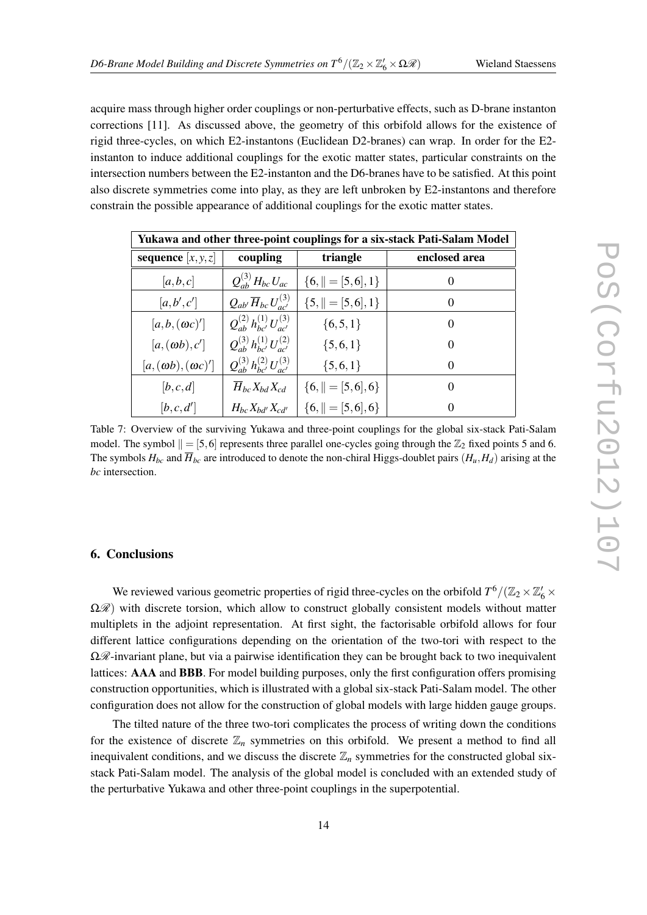acquire mass through higher order couplings or non-perturbative effects, such as D-brane instanton corrections [11]. As discussed above, the geometry of this orbifold allows for the existence of rigid three-cycles, on which E2-instantons (Euclidean D2-branes) can wrap. In order for the E2-instanton to induce additional couplings for the exotic matter states, particular constraints on the intersection numbers between the E2-instanton and the D6-branes have to be satisfied. At this point also discrete symmetries come into play, as they are left unbroken by E2-instantons and therefore constrain the possible appearance of additional couplings for the exotic matter states.

| **Yukawa and other three-point couplings for a six-stack Pati-Salam Model** | | | |
|---|---|---|---|
| **sequence $[x,y,z]$** | **coupling** | **triangle** | **enclosed area** |
| $[a,b,c]$ | $Q_{ab}^{(3)} H_{bc} U_{ac}$ | $\{6, \| = [5,6], 1\}$ | 0 |
| $[a,b',c']$ | $Q_{ab'} \overline{H}_{bc} U_{ac'}^{(3)}$ | $\{5, \| = [5,6], 1\}$ | 0 |
| $[a,b,(\omega c)']$ | $Q_{ab}^{(2)} h_{bc'}^{(1)} U_{ac'}^{(3)}$ | $\{6,5,1\}$ | 0 |
| $[a,(\omega b),c']$ | $Q_{ab}^{(3)} h_{bc'}^{(1)} U_{ac'}^{(2)}$ | $\{5,6,1\}$ | 0 |
| $[a,(\omega b),(\omega c)']$ | $Q_{ab}^{(3)} h_{bc'}^{(2)} U_{ac'}^{(3)}$ | $\{5,6,1\}$ | 0 |
| $[b,c,d]$ | $\overline{H}_{bc} X_{bd} X_{cd}$ | $\{6, \| = [5,6], 6\}$ | 0 |
| $[b,c,d']$ | $H_{bc} X_{bd'} X_{cd'}$ | $\{6, \| = [5,6], 6\}$ | 0 |

Table 7: Overview of the surviving Yukawa and three-point couplings for the global six-stack Pati-Salam model. The symbol $\| = [5,6]$ represents three parallel one-cycles going through the $\mathbb{Z}_2$ fixed points 5 and 6. The symbols $H_{bc}$ and $\overline{H}_{bc}$ are introduced to denote the non-chiral Higgs-doublet pairs $(H_u, H_d)$ arising at the *bc* intersection.

## 6. Conclusions

We reviewed various geometric properties of rigid three-cycles on the orbifold $T^6/(\mathbb{Z}_2 \times \mathbb{Z}_6' \times \Omega\mathcal{R})$ with discrete torsion, which allow to construct globally consistent models without matter multiplets in the adjoint representation. At first sight, the factorisable orbifold allows for four different lattice configurations depending on the orientation of the two-tori with respect to the $\Omega\mathcal{R}$-invariant plane, but via a pairwise identification they can be brought back to two inequivalent lattices: **AAA** and **BBB**. For model building purposes, only the first configuration offers promising construction opportunities, which is illustrated with a global six-stack Pati-Salam model. The other configuration does not allow for the construction of global models with large hidden gauge groups.

The tilted nature of the three two-tori complicates the process of writing down the conditions for the existence of discrete $\mathbb{Z}_n$ symmetries on this orbifold. We present a method to find all inequivalent conditions, and we discuss the discrete $\mathbb{Z}_n$ symmetries for the constructed global six-stack Pati-Salam model. The analysis of the global model is concluded with an extended study of the perturbative Yukawa and other three-point couplings in the superpotential.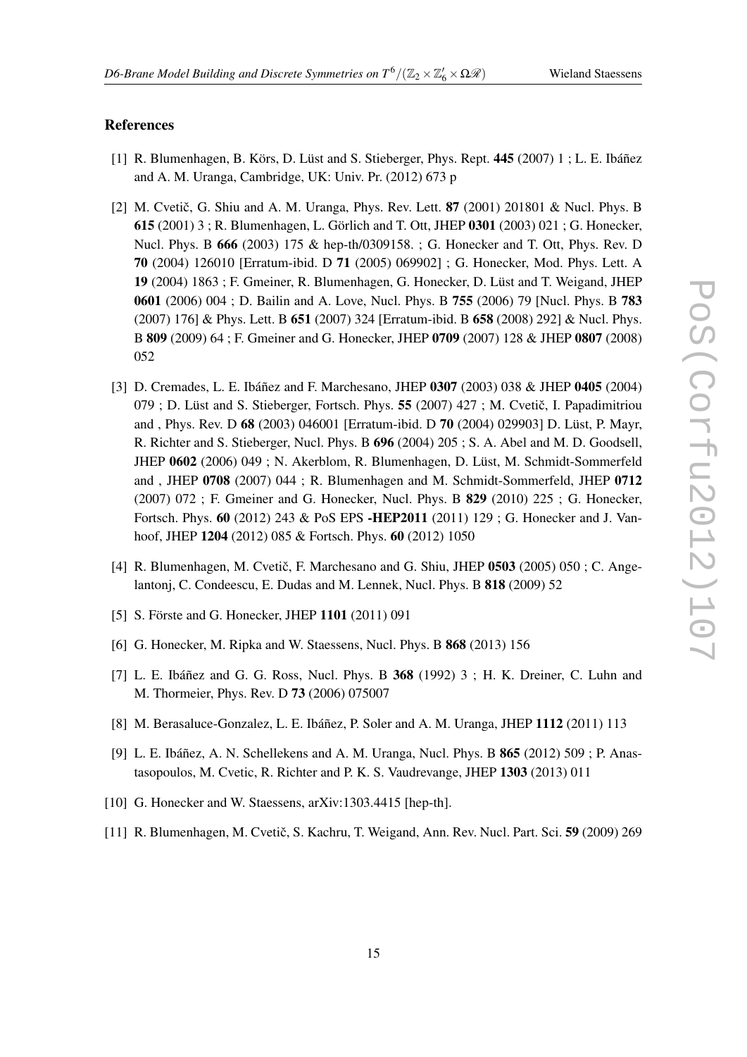## References

[1] R. Blumenhagen, B. Körs, D. Lüst and S. Stieberger, Phys. Rept. **445** (2007) 1 ; L. E. Ibáñez and A. M. Uranga, Cambridge, UK: Univ. Pr. (2012) 673 p

[2] M. Cvetič, G. Shiu and A. M. Uranga, Phys. Rev. Lett. **87** (2001) 201801 & Nucl. Phys. B **615** (2001) 3 ; R. Blumenhagen, L. Görlich and T. Ott, JHEP **0301** (2003) 021 ; G. Honecker, Nucl. Phys. B **666** (2003) 175 & hep-th/0309158. ; G. Honecker and T. Ott, Phys. Rev. D **70** (2004) 126010 [Erratum-ibid. D **71** (2005) 069902] ; G. Honecker, Mod. Phys. Lett. A **19** (2004) 1863 ; F. Gmeiner, R. Blumenhagen, G. Honecker, D. Lüst and T. Weigand, JHEP **0601** (2006) 004 ; D. Bailin and A. Love, Nucl. Phys. B **755** (2006) 79 [Nucl. Phys. B **783** (2007) 176] & Phys. Lett. B **651** (2007) 324 [Erratum-ibid. B **658** (2008) 292] & Nucl. Phys. B **809** (2009) 64 ; F. Gmeiner and G. Honecker, JHEP **0709** (2007) 128 & JHEP **0807** (2008) 052

[3] D. Cremades, L. E. Ibáñez and F. Marchesano, JHEP **0307** (2003) 038 & JHEP **0405** (2004) 079 ; D. Lüst and S. Stieberger, Fortsch. Phys. **55** (2007) 427 ; M. Cvetič, I. Papadimitriou and , Phys. Rev. D **68** (2003) 046001 [Erratum-ibid. D **70** (2004) 029903] D. Lüst, P. Mayr, R. Richter and S. Stieberger, Nucl. Phys. B **696** (2004) 205 ; S. A. Abel and M. D. Goodsell, JHEP **0602** (2006) 049 ; N. Akerblom, R. Blumenhagen, D. Lüst, M. Schmidt-Sommerfeld and , JHEP **0708** (2007) 044 ; R. Blumenhagen and M. Schmidt-Sommerfeld, JHEP **0712** (2007) 072 ; F. Gmeiner and G. Honecker, Nucl. Phys. B **829** (2010) 225 ; G. Honecker, Fortsch. Phys. **60** (2012) 243 & PoS EPS **-HEP2011** (2011) 129 ; G. Honecker and J. Vanhoof, JHEP **1204** (2012) 085 & Fortsch. Phys. **60** (2012) 1050

[4] R. Blumenhagen, M. Cvetič, F. Marchesano and G. Shiu, JHEP **0503** (2005) 050 ; C. Angelantonj, C. Condeescu, E. Dudas and M. Lennek, Nucl. Phys. B **818** (2009) 52

[5] S. Förste and G. Honecker, JHEP **1101** (2011) 091

[6] G. Honecker, M. Ripka and W. Staessens, Nucl. Phys. B **868** (2013) 156

[7] L. E. Ibáñez and G. G. Ross, Nucl. Phys. B **368** (1992) 3 ; H. K. Dreiner, C. Luhn and M. Thormeier, Phys. Rev. D **73** (2006) 075007

[8] M. Berasaluce-Gonzalez, L. E. Ibáñez, P. Soler and A. M. Uranga, JHEP **1112** (2011) 113

[9] L. E. Ibáñez, A. N. Schellekens and A. M. Uranga, Nucl. Phys. B **865** (2012) 509 ; P. Anastasopoulos, M. Cvetic, R. Richter and P. K. S. Vaudrevange, JHEP **1303** (2013) 011

[10] G. Honecker and W. Staessens, arXiv:1303.4415 [hep-th].

[11] R. Blumenhagen, M. Cvetič, S. Kachru, T. Weigand, Ann. Rev. Nucl. Part. Sci. **59** (2009) 269